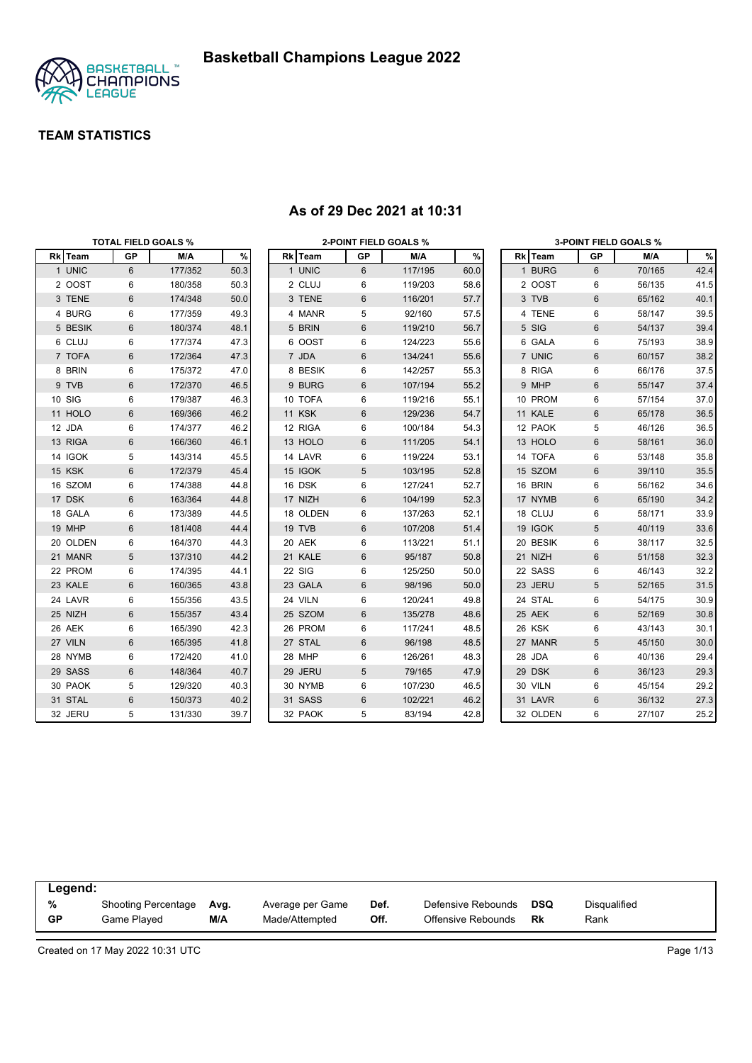# Basketball Champions League 2022

## TEAM STATISTICS

### As of 29 Dec 2021 at 10:31

**TOTAL FIELD GOALS %**

| Rk | Team | GP | M/A | % |
|---|---|---|---|---|
| 1 | UNIC | 6 | 177/352 | 50.3 |
| 2 | OOST | 6 | 180/358 | 50.3 |
| 3 | TENE | 6 | 174/348 | 50.0 |
| 4 | BURG | 6 | 177/359 | 49.3 |
| 5 | BESIK | 6 | 180/374 | 48.1 |
| 6 | CLUJ | 6 | 177/374 | 47.3 |
| 7 | TOFA | 6 | 172/364 | 47.3 |
| 8 | BRIN | 6 | 175/372 | 47.0 |
| 9 | TVB | 6 | 172/370 | 46.5 |
| 10 | SIG | 6 | 179/387 | 46.3 |
| 11 | HOLO | 6 | 169/366 | 46.2 |
| 12 | JDA | 6 | 174/377 | 46.2 |
| 13 | RIGA | 6 | 166/360 | 46.1 |
| 14 | IGOK | 5 | 143/314 | 45.5 |
| 15 | KSK | 6 | 172/379 | 45.4 |
| 16 | SZOM | 6 | 174/388 | 44.8 |
| 17 | DSK | 6 | 163/364 | 44.8 |
| 18 | GALA | 6 | 173/389 | 44.5 |
| 19 | MHP | 6 | 181/408 | 44.4 |
| 20 | OLDEN | 6 | 164/370 | 44.3 |
| 21 | MANR | 5 | 137/310 | 44.2 |
| 22 | PROM | 6 | 174/395 | 44.1 |
| 23 | KALE | 6 | 160/365 | 43.8 |
| 24 | LAVR | 6 | 155/356 | 43.5 |
| 25 | NIZH | 6 | 155/357 | 43.4 |
| 26 | AEK | 6 | 165/390 | 42.3 |
| 27 | VILN | 6 | 165/395 | 41.8 |
| 28 | NYMB | 6 | 172/420 | 41.0 |
| 29 | SASS | 6 | 148/364 | 40.7 |
| 30 | PAOK | 5 | 129/320 | 40.3 |
| 31 | STAL | 6 | 150/373 | 40.2 |
| 32 | JERU | 5 | 131/330 | 39.7 |

**2-POINT FIELD GOALS %**

| Rk | Team | GP | M/A | % |
|---|---|---|---|---|
| 1 | UNIC | 6 | 117/195 | 60.0 |
| 2 | CLUJ | 6 | 119/203 | 58.6 |
| 3 | TENE | 6 | 116/201 | 57.7 |
| 4 | MANR | 5 | 92/160 | 57.5 |
| 5 | BRIN | 6 | 119/210 | 56.7 |
| 6 | OOST | 6 | 124/223 | 55.6 |
| 7 | JDA | 6 | 134/241 | 55.6 |
| 8 | BESIK | 6 | 142/257 | 55.3 |
| 9 | BURG | 6 | 107/194 | 55.2 |
| 10 | TOFA | 6 | 119/216 | 55.1 |
| 11 | KSK | 6 | 129/236 | 54.7 |
| 12 | RIGA | 6 | 100/184 | 54.3 |
| 13 | HOLO | 6 | 111/205 | 54.1 |
| 14 | LAVR | 6 | 119/224 | 53.1 |
| 15 | IGOK | 5 | 103/195 | 52.8 |
| 16 | DSK | 6 | 127/241 | 52.7 |
| 17 | NIZH | 6 | 104/199 | 52.3 |
| 18 | OLDEN | 6 | 137/263 | 52.1 |
| 19 | TVB | 6 | 107/208 | 51.4 |
| 20 | AEK | 6 | 113/221 | 51.1 |
| 21 | KALE | 6 | 95/187 | 50.8 |
| 22 | SIG | 6 | 125/250 | 50.0 |
| 23 | GALA | 6 | 98/196 | 50.0 |
| 24 | VILN | 6 | 120/241 | 49.8 |
| 25 | SZOM | 6 | 135/278 | 48.6 |
| 26 | PROM | 6 | 117/241 | 48.5 |
| 27 | STAL | 6 | 96/198 | 48.5 |
| 28 | MHP | 6 | 126/261 | 48.3 |
| 29 | JERU | 5 | 79/165 | 47.9 |
| 30 | NYMB | 6 | 107/230 | 46.5 |
| 31 | SASS | 6 | 102/221 | 46.2 |
| 32 | PAOK | 5 | 83/194 | 42.8 |

**3-POINT FIELD GOALS %**

| Rk | Team | GP | M/A | % |
|---|---|---|---|---|
| 1 | BURG | 6 | 70/165 | 42.4 |
| 2 | OOST | 6 | 56/135 | 41.5 |
| 3 | TVB | 6 | 65/162 | 40.1 |
| 4 | TENE | 6 | 58/147 | 39.5 |
| 5 | SIG | 6 | 54/137 | 39.4 |
| 6 | GALA | 6 | 75/193 | 38.9 |
| 7 | UNIC | 6 | 60/157 | 38.2 |
| 8 | RIGA | 6 | 66/176 | 37.5 |
| 9 | MHP | 6 | 55/147 | 37.4 |
| 10 | PROM | 6 | 57/154 | 37.0 |
| 11 | KALE | 6 | 65/178 | 36.5 |
| 12 | PAOK | 5 | 46/126 | 36.5 |
| 13 | HOLO | 6 | 58/161 | 36.0 |
| 14 | TOFA | 6 | 53/148 | 35.8 |
| 15 | SZOM | 6 | 39/110 | 35.5 |
| 16 | BRIN | 6 | 56/162 | 34.6 |
| 17 | NYMB | 6 | 65/190 | 34.2 |
| 18 | CLUJ | 6 | 58/171 | 33.9 |
| 19 | IGOK | 5 | 40/119 | 33.6 |
| 20 | BESIK | 6 | 38/117 | 32.5 |
| 21 | NIZH | 6 | 51/158 | 32.3 |
| 22 | SASS | 6 | 46/143 | 32.2 |
| 23 | JERU | 5 | 52/165 | 31.5 |
| 24 | STAL | 6 | 54/175 | 30.9 |
| 25 | AEK | 6 | 52/169 | 30.8 |
| 26 | KSK | 6 | 43/143 | 30.1 |
| 27 | MANR | 5 | 45/150 | 30.0 |
| 28 | JDA | 6 | 40/136 | 29.4 |
| 29 | DSK | 6 | 36/123 | 29.3 |
| 30 | VILN | 6 | 45/154 | 29.2 |
| 31 | LAVR | 6 | 36/132 | 27.3 |
| 32 | OLDEN | 6 | 27/107 | 25.2 |

**Legend:**

| | | | | | | | |
|---|---|---|---|---|---|---|---|
| % | Shooting Percentage | Avg. | Average per Game | Def. | Defensive Rebounds | DSQ | Disqualified |
| GP | Game Played | M/A | Made/Attempted | Off. | Offensive Rebounds | Rk | Rank |

Created on 17 May 2022 10:31 UTC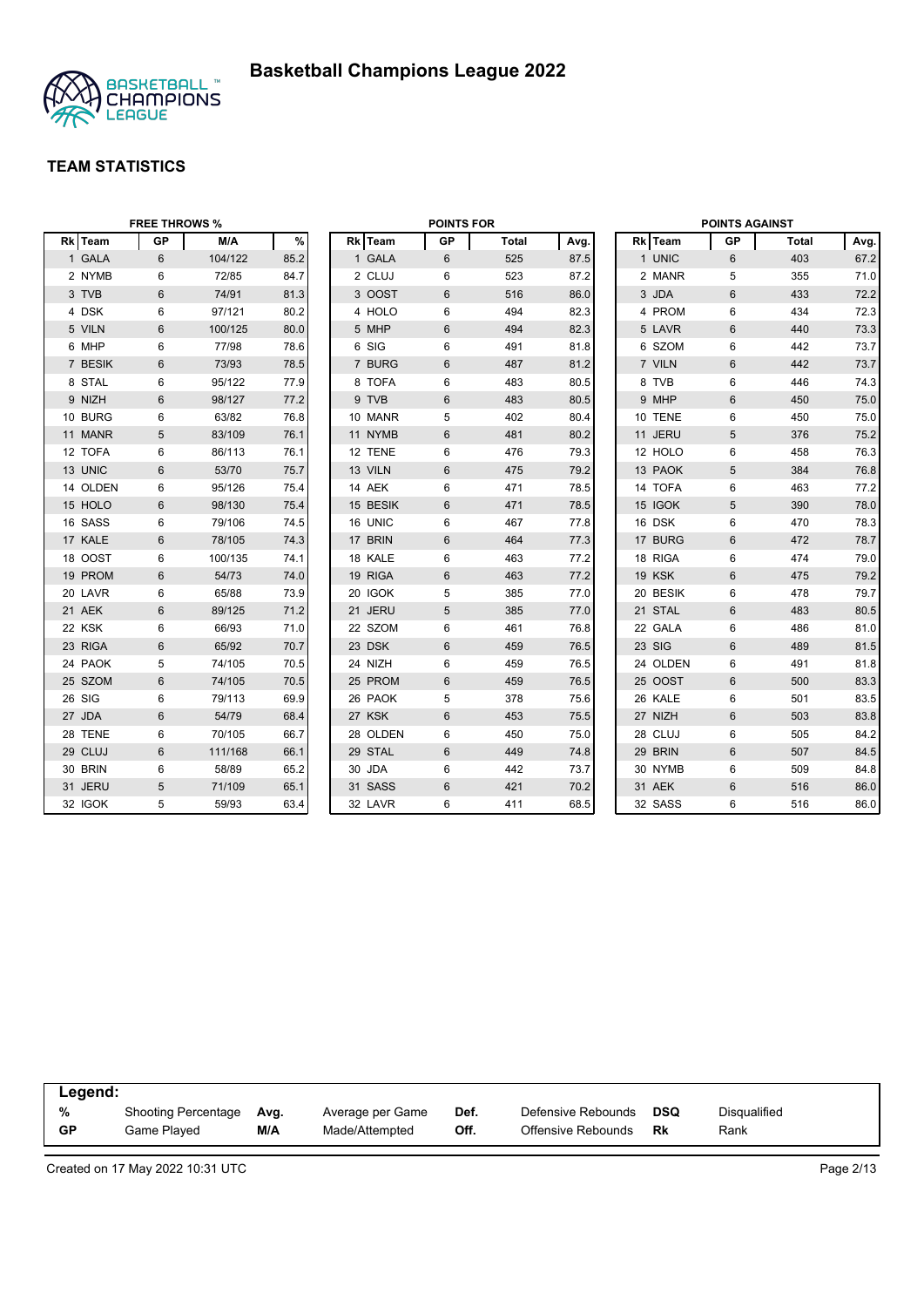# Basketball Champions League 2022

## TEAM STATISTICS

### FREE THROWS %

| Rk | Team | GP | M/A | % |
|---|---|---|---|---|
| 1 | GALA | 6 | 104/122 | 85.2 |
| 2 | NYMB | 6 | 72/85 | 84.7 |
| 3 | TVB | 6 | 74/91 | 81.3 |
| 4 | DSK | 6 | 97/121 | 80.2 |
| 5 | VILN | 6 | 100/125 | 80.0 |
| 6 | MHP | 6 | 77/98 | 78.6 |
| 7 | BESIK | 6 | 73/93 | 78.5 |
| 8 | STAL | 6 | 95/122 | 77.9 |
| 9 | NIZH | 6 | 98/127 | 77.2 |
| 10 | BURG | 6 | 63/82 | 76.8 |
| 11 | MANR | 5 | 83/109 | 76.1 |
| 12 | TOFA | 6 | 86/113 | 76.1 |
| 13 | UNIC | 6 | 53/70 | 75.7 |
| 14 | OLDEN | 6 | 95/126 | 75.4 |
| 15 | HOLO | 6 | 98/130 | 75.4 |
| 16 | SASS | 6 | 79/106 | 74.5 |
| 17 | KALE | 6 | 78/105 | 74.3 |
| 18 | OOST | 6 | 100/135 | 74.1 |
| 19 | PROM | 6 | 54/73 | 74.0 |
| 20 | LAVR | 6 | 65/88 | 73.9 |
| 21 | AEK | 6 | 89/125 | 71.2 |
| 22 | KSK | 6 | 66/93 | 71.0 |
| 23 | RIGA | 6 | 65/92 | 70.7 |
| 24 | PAOK | 5 | 74/105 | 70.5 |
| 25 | SZOM | 6 | 74/105 | 70.5 |
| 26 | SIG | 6 | 79/113 | 69.9 |
| 27 | JDA | 6 | 54/79 | 68.4 |
| 28 | TENE | 6 | 70/105 | 66.7 |
| 29 | CLUJ | 6 | 111/168 | 66.1 |
| 30 | BRIN | 6 | 58/89 | 65.2 |
| 31 | JERU | 5 | 71/109 | 65.1 |
| 32 | IGOK | 5 | 59/93 | 63.4 |

### POINTS FOR

| Rk | Team | GP | Total | Avg. |
|---|---|---|---|---|
| 1 | GALA | 6 | 525 | 87.5 |
| 2 | CLUJ | 6 | 523 | 87.2 |
| 3 | OOST | 6 | 516 | 86.0 |
| 4 | HOLO | 6 | 494 | 82.3 |
| 5 | MHP | 6 | 494 | 82.3 |
| 6 | SIG | 6 | 491 | 81.8 |
| 7 | BURG | 6 | 487 | 81.2 |
| 8 | TOFA | 6 | 483 | 80.5 |
| 9 | TVB | 6 | 483 | 80.5 |
| 10 | MANR | 5 | 402 | 80.4 |
| 11 | NYMB | 6 | 481 | 80.2 |
| 12 | TENE | 6 | 476 | 79.3 |
| 13 | VILN | 6 | 475 | 79.2 |
| 14 | AEK | 6 | 471 | 78.5 |
| 15 | BESIK | 6 | 471 | 78.5 |
| 16 | UNIC | 6 | 467 | 77.8 |
| 17 | BRIN | 6 | 464 | 77.3 |
| 18 | KALE | 6 | 463 | 77.2 |
| 19 | RIGA | 6 | 463 | 77.2 |
| 20 | IGOK | 5 | 385 | 77.0 |
| 21 | JERU | 5 | 385 | 77.0 |
| 22 | SZOM | 6 | 461 | 76.8 |
| 23 | DSK | 6 | 459 | 76.5 |
| 24 | NIZH | 6 | 459 | 76.5 |
| 25 | PROM | 6 | 459 | 76.5 |
| 26 | PAOK | 5 | 378 | 75.6 |
| 27 | KSK | 6 | 453 | 75.5 |
| 28 | OLDEN | 6 | 450 | 75.0 |
| 29 | STAL | 6 | 449 | 74.8 |
| 30 | JDA | 6 | 442 | 73.7 |
| 31 | SASS | 6 | 421 | 70.2 |
| 32 | LAVR | 6 | 411 | 68.5 |

### POINTS AGAINST

| Rk | Team | GP | Total | Avg. |
|---|---|---|---|---|
| 1 | UNIC | 6 | 403 | 67.2 |
| 2 | MANR | 5 | 355 | 71.0 |
| 3 | JDA | 6 | 433 | 72.2 |
| 4 | PROM | 6 | 434 | 72.3 |
| 5 | LAVR | 6 | 440 | 73.3 |
| 6 | SZOM | 6 | 442 | 73.7 |
| 7 | VILN | 6 | 442 | 73.7 |
| 8 | TVB | 6 | 446 | 74.3 |
| 9 | MHP | 6 | 450 | 75.0 |
| 10 | TENE | 6 | 450 | 75.0 |
| 11 | JERU | 5 | 376 | 75.2 |
| 12 | HOLO | 6 | 458 | 76.3 |
| 13 | PAOK | 5 | 384 | 76.8 |
| 14 | TOFA | 6 | 463 | 77.2 |
| 15 | IGOK | 5 | 390 | 78.0 |
| 16 | DSK | 6 | 470 | 78.3 |
| 17 | BURG | 6 | 472 | 78.7 |
| 18 | RIGA | 6 | 474 | 79.0 |
| 19 | KSK | 6 | 475 | 79.2 |
| 20 | BESIK | 6 | 478 | 79.7 |
| 21 | STAL | 6 | 483 | 80.5 |
| 22 | GALA | 6 | 486 | 81.0 |
| 23 | SIG | 6 | 489 | 81.5 |
| 24 | OLDEN | 6 | 491 | 81.8 |
| 25 | OOST | 6 | 500 | 83.3 |
| 26 | KALE | 6 | 501 | 83.5 |
| 27 | NIZH | 6 | 503 | 83.8 |
| 28 | CLUJ | 6 | 505 | 84.2 |
| 29 | BRIN | 6 | 507 | 84.5 |
| 30 | NYMB | 6 | 509 | 84.8 |
| 31 | AEK | 6 | 516 | 86.0 |
| 32 | SASS | 6 | 516 | 86.0 |

**Legend:**

| | | | | | | | |
|---|---|---|---|---|---|---|---|
| **%** | Shooting Percentage | **Avg.** | Average per Game | **Def.** | Defensive Rebounds | **DSQ** | Disqualified |
| **GP** | Game Played | **M/A** | Made/Attempted | **Off.** | Offensive Rebounds | **Rk** | Rank |

Created on 17 May 2022 10:31 UTC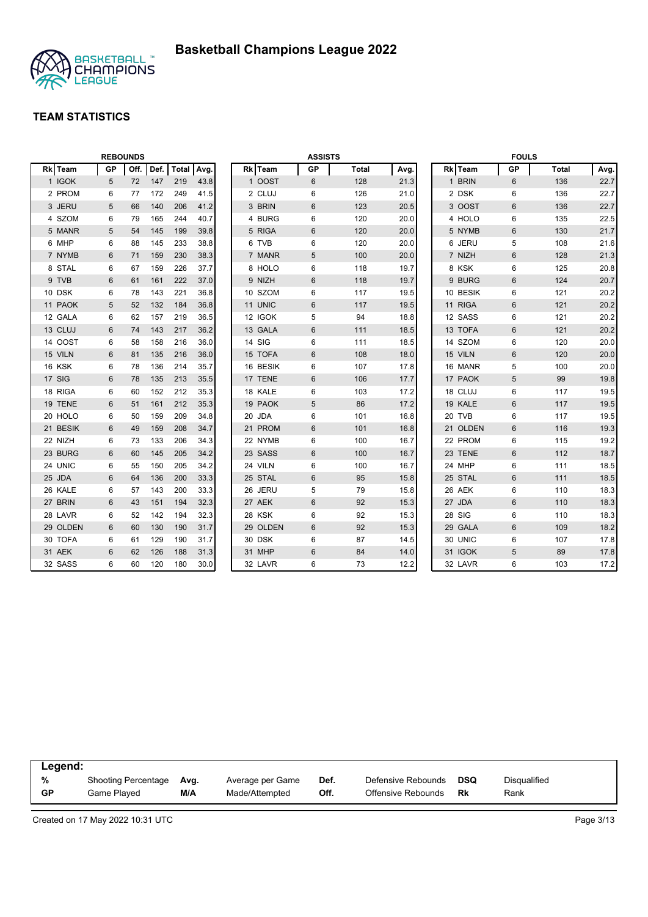# Basketball Champions League 2022

## TEAM STATISTICS

### REBOUNDS

| Rk | Team | GP | Off. | Def. | Total | Avg. |
|---|---|---|---|---|---|---|
| 1 | IGOK | 5 | 72 | 147 | 219 | 43.8 |
| 2 | PROM | 6 | 77 | 172 | 249 | 41.5 |
| 3 | JERU | 5 | 66 | 140 | 206 | 41.2 |
| 4 | SZOM | 6 | 79 | 165 | 244 | 40.7 |
| 5 | MANR | 5 | 54 | 145 | 199 | 39.8 |
| 6 | MHP | 6 | 88 | 145 | 233 | 38.8 |
| 7 | NYMB | 6 | 71 | 159 | 230 | 38.3 |
| 8 | STAL | 6 | 67 | 159 | 226 | 37.7 |
| 9 | TVB | 6 | 61 | 161 | 222 | 37.0 |
| 10 | DSK | 6 | 78 | 143 | 221 | 36.8 |
| 11 | PAOK | 5 | 52 | 132 | 184 | 36.8 |
| 12 | GALA | 6 | 62 | 157 | 219 | 36.5 |
| 13 | CLUJ | 6 | 74 | 143 | 217 | 36.2 |
| 14 | OOST | 6 | 58 | 158 | 216 | 36.0 |
| 15 | VILN | 6 | 81 | 135 | 216 | 36.0 |
| 16 | KSK | 6 | 78 | 136 | 214 | 35.7 |
| 17 | SIG | 6 | 78 | 135 | 213 | 35.5 |
| 18 | RIGA | 6 | 60 | 152 | 212 | 35.3 |
| 19 | TENE | 6 | 51 | 161 | 212 | 35.3 |
| 20 | HOLO | 6 | 50 | 159 | 209 | 34.8 |
| 21 | BESIK | 6 | 49 | 159 | 208 | 34.7 |
| 22 | NIZH | 6 | 73 | 133 | 206 | 34.3 |
| 23 | BURG | 6 | 60 | 145 | 205 | 34.2 |
| 24 | UNIC | 6 | 55 | 150 | 205 | 34.2 |
| 25 | JDA | 6 | 64 | 136 | 200 | 33.3 |
| 26 | KALE | 6 | 57 | 143 | 200 | 33.3 |
| 27 | BRIN | 6 | 43 | 151 | 194 | 32.3 |
| 28 | LAVR | 6 | 52 | 142 | 194 | 32.3 |
| 29 | OLDEN | 6 | 60 | 130 | 190 | 31.7 |
| 30 | TOFA | 6 | 61 | 129 | 190 | 31.7 |
| 31 | AEK | 6 | 62 | 126 | 188 | 31.3 |
| 32 | SASS | 6 | 60 | 120 | 180 | 30.0 |

### ASSISTS

| Rk | Team | GP | Total | Avg. |
|---|---|---|---|---|
| 1 | OOST | 6 | 128 | 21.3 |
| 2 | CLUJ | 6 | 126 | 21.0 |
| 3 | BRIN | 6 | 123 | 20.5 |
| 4 | BURG | 6 | 120 | 20.0 |
| 5 | RIGA | 6 | 120 | 20.0 |
| 6 | TVB | 6 | 120 | 20.0 |
| 7 | MANR | 5 | 100 | 20.0 |
| 8 | HOLO | 6 | 118 | 19.7 |
| 9 | NIZH | 6 | 118 | 19.7 |
| 10 | SZOM | 6 | 117 | 19.5 |
| 11 | UNIC | 6 | 117 | 19.5 |
| 12 | IGOK | 5 | 94 | 18.8 |
| 13 | GALA | 6 | 111 | 18.5 |
| 14 | SIG | 6 | 111 | 18.5 |
| 15 | TOFA | 6 | 108 | 18.0 |
| 16 | BESIK | 6 | 107 | 17.8 |
| 17 | TENE | 6 | 106 | 17.7 |
| 18 | KALE | 6 | 103 | 17.2 |
| 19 | PAOK | 5 | 86 | 17.2 |
| 20 | JDA | 6 | 101 | 16.8 |
| 21 | PROM | 6 | 101 | 16.8 |
| 22 | NYMB | 6 | 100 | 16.7 |
| 23 | SASS | 6 | 100 | 16.7 |
| 24 | VILN | 6 | 100 | 16.7 |
| 25 | STAL | 6 | 95 | 15.8 |
| 26 | JERU | 5 | 79 | 15.8 |
| 27 | AEK | 6 | 92 | 15.3 |
| 28 | KSK | 6 | 92 | 15.3 |
| 29 | OLDEN | 6 | 92 | 15.3 |
| 30 | DSK | 6 | 87 | 14.5 |
| 31 | MHP | 6 | 84 | 14.0 |
| 32 | LAVR | 6 | 73 | 12.2 |

### FOULS

| Rk | Team | GP | Total | Avg. |
|---|---|---|---|---|
| 1 | BRIN | 6 | 136 | 22.7 |
| 2 | DSK | 6 | 136 | 22.7 |
| 3 | OOST | 6 | 136 | 22.7 |
| 4 | HOLO | 6 | 135 | 22.5 |
| 5 | NYMB | 6 | 130 | 21.7 |
| 6 | JERU | 5 | 108 | 21.6 |
| 7 | NIZH | 6 | 128 | 21.3 |
| 8 | KSK | 6 | 125 | 20.8 |
| 9 | BURG | 6 | 124 | 20.7 |
| 10 | BESIK | 6 | 121 | 20.2 |
| 11 | RIGA | 6 | 121 | 20.2 |
| 12 | SASS | 6 | 121 | 20.2 |
| 13 | TOFA | 6 | 121 | 20.2 |
| 14 | SZOM | 6 | 120 | 20.0 |
| 15 | VILN | 6 | 120 | 20.0 |
| 16 | MANR | 5 | 100 | 20.0 |
| 17 | PAOK | 5 | 99 | 19.8 |
| 18 | CLUJ | 6 | 117 | 19.5 |
| 19 | KALE | 6 | 117 | 19.5 |
| 20 | TVB | 6 | 117 | 19.5 |
| 21 | OLDEN | 6 | 116 | 19.3 |
| 22 | PROM | 6 | 115 | 19.2 |
| 23 | TENE | 6 | 112 | 18.7 |
| 24 | MHP | 6 | 111 | 18.5 |
| 25 | STAL | 6 | 111 | 18.5 |
| 26 | AEK | 6 | 110 | 18.3 |
| 27 | JDA | 6 | 110 | 18.3 |
| 28 | SIG | 6 | 110 | 18.3 |
| 29 | GALA | 6 | 109 | 18.2 |
| 30 | UNIC | 6 | 107 | 17.8 |
| 31 | IGOK | 5 | 89 | 17.8 |
| 32 | LAVR | 6 | 103 | 17.2 |

**Legend:**

| | | | | | | | |
|---|---|---|---|---|---|---|---|
| **%** | Shooting Percentage | **Avg.** | Average per Game | **Def.** | Defensive Rebounds | **DSQ** | Disqualified |
| **GP** | Game Played | **M/A** | Made/Attempted | **Off.** | Offensive Rebounds | **Rk** | Rank |

Created on 17 May 2022 10:31 UTC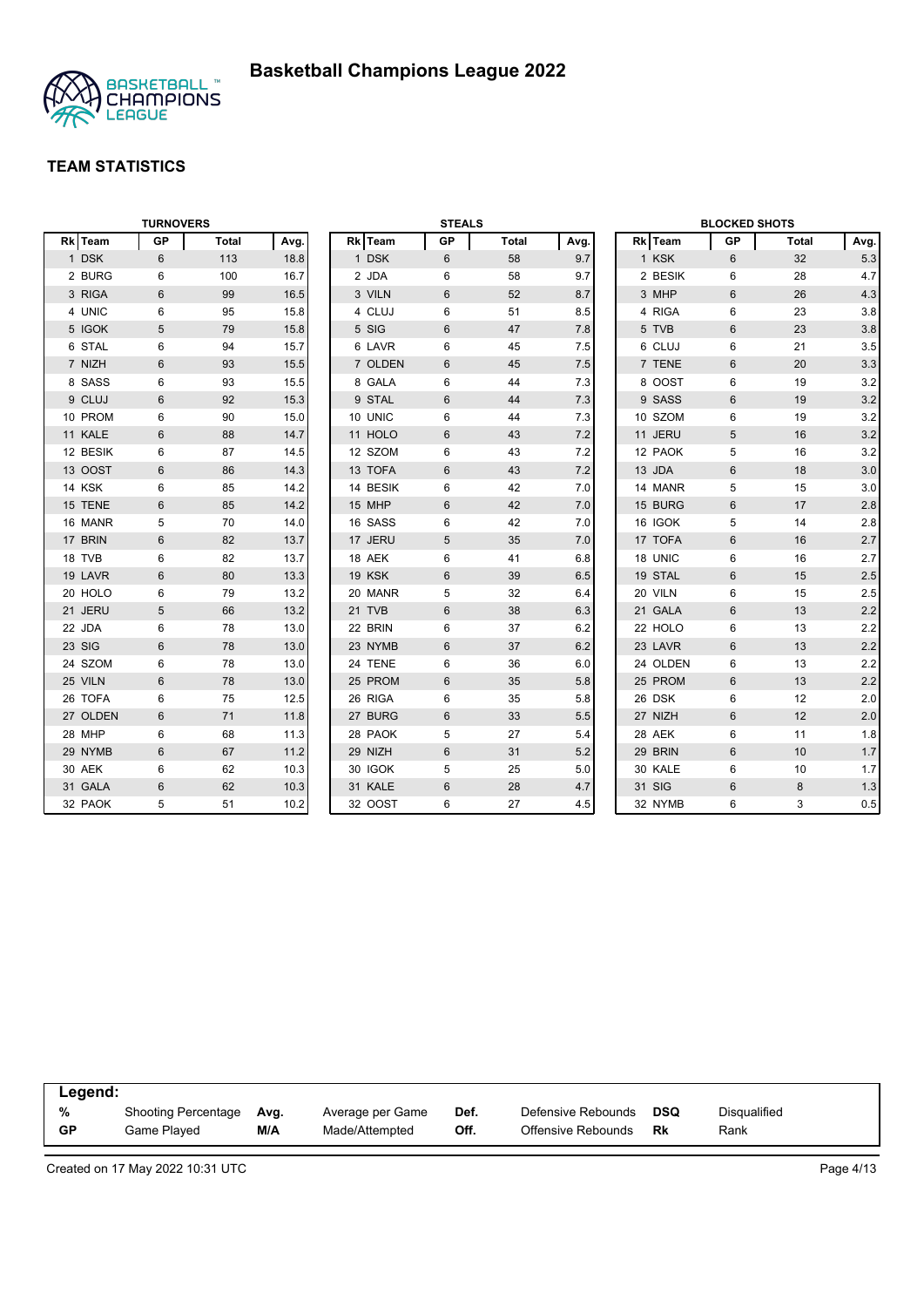# Basketball Champions League 2022

## TEAM STATISTICS

### TURNOVERS

| Rk | Team | GP | Total | Avg. |
|---|---|---|---|---|
| 1 | DSK | 6 | 113 | 18.8 |
| 2 | BURG | 6 | 100 | 16.7 |
| 3 | RIGA | 6 | 99 | 16.5 |
| 4 | UNIC | 6 | 95 | 15.8 |
| 5 | IGOK | 5 | 79 | 15.8 |
| 6 | STAL | 6 | 94 | 15.7 |
| 7 | NIZH | 6 | 93 | 15.5 |
| 8 | SASS | 6 | 93 | 15.5 |
| 9 | CLUJ | 6 | 92 | 15.3 |
| 10 | PROM | 6 | 90 | 15.0 |
| 11 | KALE | 6 | 88 | 14.7 |
| 12 | BESIK | 6 | 87 | 14.5 |
| 13 | OOST | 6 | 86 | 14.3 |
| 14 | KSK | 6 | 85 | 14.2 |
| 15 | TENE | 6 | 85 | 14.2 |
| 16 | MANR | 5 | 70 | 14.0 |
| 17 | BRIN | 6 | 82 | 13.7 |
| 18 | TVB | 6 | 82 | 13.7 |
| 19 | LAVR | 6 | 80 | 13.3 |
| 20 | HOLO | 6 | 79 | 13.2 |
| 21 | JERU | 5 | 66 | 13.2 |
| 22 | JDA | 6 | 78 | 13.0 |
| 23 | SIG | 6 | 78 | 13.0 |
| 24 | SZOM | 6 | 78 | 13.0 |
| 25 | VILN | 6 | 78 | 13.0 |
| 26 | TOFA | 6 | 75 | 12.5 |
| 27 | OLDEN | 6 | 71 | 11.8 |
| 28 | MHP | 6 | 68 | 11.3 |
| 29 | NYMB | 6 | 67 | 11.2 |
| 30 | AEK | 6 | 62 | 10.3 |
| 31 | GALA | 6 | 62 | 10.3 |
| 32 | PAOK | 5 | 51 | 10.2 |

### STEALS

| Rk | Team | GP | Total | Avg. |
|---|---|---|---|---|
| 1 | DSK | 6 | 58 | 9.7 |
| 2 | JDA | 6 | 58 | 9.7 |
| 3 | VILN | 6 | 52 | 8.7 |
| 4 | CLUJ | 6 | 51 | 8.5 |
| 5 | SIG | 6 | 47 | 7.8 |
| 6 | LAVR | 6 | 45 | 7.5 |
| 7 | OLDEN | 6 | 45 | 7.5 |
| 8 | GALA | 6 | 44 | 7.3 |
| 9 | STAL | 6 | 44 | 7.3 |
| 10 | UNIC | 6 | 44 | 7.3 |
| 11 | HOLO | 6 | 43 | 7.2 |
| 12 | SZOM | 6 | 43 | 7.2 |
| 13 | TOFA | 6 | 43 | 7.2 |
| 14 | BESIK | 6 | 42 | 7.0 |
| 15 | MHP | 6 | 42 | 7.0 |
| 16 | SASS | 6 | 42 | 7.0 |
| 17 | JERU | 5 | 35 | 7.0 |
| 18 | AEK | 6 | 41 | 6.8 |
| 19 | KSK | 6 | 39 | 6.5 |
| 20 | MANR | 5 | 32 | 6.4 |
| 21 | TVB | 6 | 38 | 6.3 |
| 22 | BRIN | 6 | 37 | 6.2 |
| 23 | NYMB | 6 | 37 | 6.2 |
| 24 | TENE | 6 | 36 | 6.0 |
| 25 | PROM | 6 | 35 | 5.8 |
| 26 | RIGA | 6 | 35 | 5.8 |
| 27 | BURG | 6 | 33 | 5.5 |
| 28 | PAOK | 5 | 27 | 5.4 |
| 29 | NIZH | 6 | 31 | 5.2 |
| 30 | IGOK | 5 | 25 | 5.0 |
| 31 | KALE | 6 | 28 | 4.7 |
| 32 | OOST | 6 | 27 | 4.5 |

### BLOCKED SHOTS

| Rk | Team | GP | Total | Avg. |
|---|---|---|---|---|
| 1 | KSK | 6 | 32 | 5.3 |
| 2 | BESIK | 6 | 28 | 4.7 |
| 3 | MHP | 6 | 26 | 4.3 |
| 4 | RIGA | 6 | 23 | 3.8 |
| 5 | TVB | 6 | 23 | 3.8 |
| 6 | CLUJ | 6 | 21 | 3.5 |
| 7 | TENE | 6 | 20 | 3.3 |
| 8 | OOST | 6 | 19 | 3.2 |
| 9 | SASS | 6 | 19 | 3.2 |
| 10 | SZOM | 6 | 19 | 3.2 |
| 11 | JERU | 5 | 16 | 3.2 |
| 12 | PAOK | 5 | 16 | 3.2 |
| 13 | JDA | 6 | 18 | 3.0 |
| 14 | MANR | 5 | 15 | 3.0 |
| 15 | BURG | 6 | 17 | 2.8 |
| 16 | IGOK | 5 | 14 | 2.8 |
| 17 | TOFA | 6 | 16 | 2.7 |
| 18 | UNIC | 6 | 16 | 2.7 |
| 19 | STAL | 6 | 15 | 2.5 |
| 20 | VILN | 6 | 15 | 2.5 |
| 21 | GALA | 6 | 13 | 2.2 |
| 22 | HOLO | 6 | 13 | 2.2 |
| 23 | LAVR | 6 | 13 | 2.2 |
| 24 | OLDEN | 6 | 13 | 2.2 |
| 25 | PROM | 6 | 13 | 2.2 |
| 26 | DSK | 6 | 12 | 2.0 |
| 27 | NIZH | 6 | 12 | 2.0 |
| 28 | AEK | 6 | 11 | 1.8 |
| 29 | BRIN | 6 | 10 | 1.7 |
| 30 | KALE | 6 | 10 | 1.7 |
| 31 | SIG | 6 | 8 | 1.3 |
| 32 | NYMB | 6 | 3 | 0.5 |

**Legend:**

| | | | | | | | |
|---|---|---|---|---|---|---|---|
| % | Shooting Percentage | Avg. | Average per Game | Def. | Defensive Rebounds | DSQ | Disqualified |
| GP | Game Played | M/A | Made/Attempted | Off. | Offensive Rebounds | Rk | Rank |

Created on 17 May 2022 10:31 UTC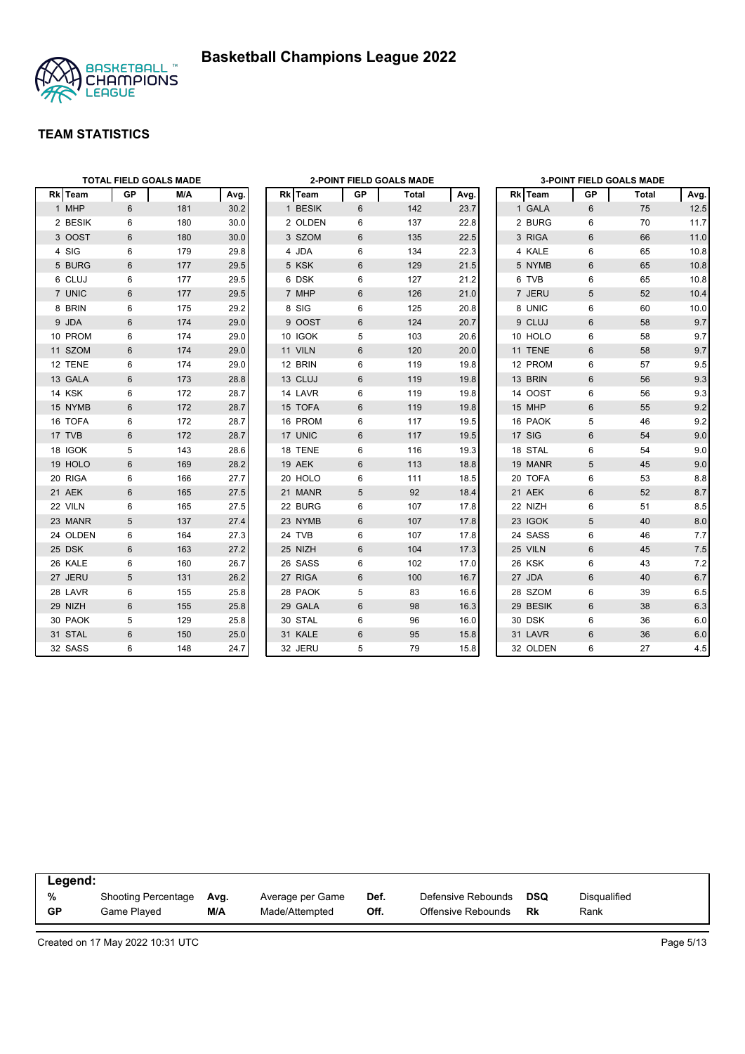# Basketball Champions League 2022

## TEAM STATISTICS

### TOTAL FIELD GOALS MADE

| Rk | Team | GP | M/A | Avg. |
|---|---|---|---|---|
| 1 | MHP | 6 | 181 | 30.2 |
| 2 | BESIK | 6 | 180 | 30.0 |
| 3 | OOST | 6 | 180 | 30.0 |
| 4 | SIG | 6 | 179 | 29.8 |
| 5 | BURG | 6 | 177 | 29.5 |
| 6 | CLUJ | 6 | 177 | 29.5 |
| 7 | UNIC | 6 | 177 | 29.5 |
| 8 | BRIN | 6 | 175 | 29.2 |
| 9 | JDA | 6 | 174 | 29.0 |
| 10 | PROM | 6 | 174 | 29.0 |
| 11 | SZOM | 6 | 174 | 29.0 |
| 12 | TENE | 6 | 174 | 29.0 |
| 13 | GALA | 6 | 173 | 28.8 |
| 14 | KSK | 6 | 172 | 28.7 |
| 15 | NYMB | 6 | 172 | 28.7 |
| 16 | TOFA | 6 | 172 | 28.7 |
| 17 | TVB | 6 | 172 | 28.7 |
| 18 | IGOK | 5 | 143 | 28.6 |
| 19 | HOLO | 6 | 169 | 28.2 |
| 20 | RIGA | 6 | 166 | 27.7 |
| 21 | AEK | 6 | 165 | 27.5 |
| 22 | VILN | 6 | 165 | 27.5 |
| 23 | MANR | 5 | 137 | 27.4 |
| 24 | OLDEN | 6 | 164 | 27.3 |
| 25 | DSK | 6 | 163 | 27.2 |
| 26 | KALE | 6 | 160 | 26.7 |
| 27 | JERU | 5 | 131 | 26.2 |
| 28 | LAVR | 6 | 155 | 25.8 |
| 29 | NIZH | 6 | 155 | 25.8 |
| 30 | PAOK | 5 | 129 | 25.8 |
| 31 | STAL | 6 | 150 | 25.0 |
| 32 | SASS | 6 | 148 | 24.7 |

### 2-POINT FIELD GOALS MADE

| Rk | Team | GP | Total | Avg. |
|---|---|---|---|---|
| 1 | BESIK | 6 | 142 | 23.7 |
| 2 | OLDEN | 6 | 137 | 22.8 |
| 3 | SZOM | 6 | 135 | 22.5 |
| 4 | JDA | 6 | 134 | 22.3 |
| 5 | KSK | 6 | 129 | 21.5 |
| 6 | DSK | 6 | 127 | 21.2 |
| 7 | MHP | 6 | 126 | 21.0 |
| 8 | SIG | 6 | 125 | 20.8 |
| 9 | OOST | 6 | 124 | 20.7 |
| 10 | IGOK | 5 | 103 | 20.6 |
| 11 | VILN | 6 | 120 | 20.0 |
| 12 | BRIN | 6 | 119 | 19.8 |
| 13 | CLUJ | 6 | 119 | 19.8 |
| 14 | LAVR | 6 | 119 | 19.8 |
| 15 | TOFA | 6 | 119 | 19.8 |
| 16 | PROM | 6 | 117 | 19.5 |
| 17 | UNIC | 6 | 117 | 19.5 |
| 18 | TENE | 6 | 116 | 19.3 |
| 19 | AEK | 6 | 113 | 18.8 |
| 20 | HOLO | 6 | 111 | 18.5 |
| 21 | MANR | 5 | 92 | 18.4 |
| 22 | BURG | 6 | 107 | 17.8 |
| 23 | NYMB | 6 | 107 | 17.8 |
| 24 | TVB | 6 | 107 | 17.8 |
| 25 | NIZH | 6 | 104 | 17.3 |
| 26 | SASS | 6 | 102 | 17.0 |
| 27 | RIGA | 6 | 100 | 16.7 |
| 28 | PAOK | 5 | 83 | 16.6 |
| 29 | GALA | 6 | 98 | 16.3 |
| 30 | STAL | 6 | 96 | 16.0 |
| 31 | KALE | 6 | 95 | 15.8 |
| 32 | JERU | 5 | 79 | 15.8 |

### 3-POINT FIELD GOALS MADE

| Rk | Team | GP | Total | Avg. |
|---|---|---|---|---|
| 1 | GALA | 6 | 75 | 12.5 |
| 2 | BURG | 6 | 70 | 11.7 |
| 3 | RIGA | 6 | 66 | 11.0 |
| 4 | KALE | 6 | 65 | 10.8 |
| 5 | NYMB | 6 | 65 | 10.8 |
| 6 | TVB | 6 | 65 | 10.8 |
| 7 | JERU | 5 | 52 | 10.4 |
| 8 | UNIC | 6 | 60 | 10.0 |
| 9 | CLUJ | 6 | 58 | 9.7 |
| 10 | HOLO | 6 | 58 | 9.7 |
| 11 | TENE | 6 | 58 | 9.7 |
| 12 | PROM | 6 | 57 | 9.5 |
| 13 | BRIN | 6 | 56 | 9.3 |
| 14 | OOST | 6 | 56 | 9.3 |
| 15 | MHP | 6 | 55 | 9.2 |
| 16 | PAOK | 5 | 46 | 9.2 |
| 17 | SIG | 6 | 54 | 9.0 |
| 18 | STAL | 6 | 54 | 9.0 |
| 19 | MANR | 5 | 45 | 9.0 |
| 20 | TOFA | 6 | 53 | 8.8 |
| 21 | AEK | 6 | 52 | 8.7 |
| 22 | NIZH | 6 | 51 | 8.5 |
| 23 | IGOK | 5 | 40 | 8.0 |
| 24 | SASS | 6 | 46 | 7.7 |
| 25 | VILN | 6 | 45 | 7.5 |
| 26 | KSK | 6 | 43 | 7.2 |
| 27 | JDA | 6 | 40 | 6.7 |
| 28 | SZOM | 6 | 39 | 6.5 |
| 29 | BESIK | 6 | 38 | 6.3 |
| 30 | DSK | 6 | 36 | 6.0 |
| 31 | LAVR | 6 | 36 | 6.0 |
| 32 | OLDEN | 6 | 27 | 4.5 |

**Legend:**

| | | | | | | | |
|---|---|---|---|---|---|---|---|
| **%** | Shooting Percentage | **Avg.** | Average per Game | **Def.** | Defensive Rebounds | **DSQ** | Disqualified |
| **GP** | Game Played | **M/A** | Made/Attempted | **Off.** | Offensive Rebounds | **Rk** | Rank |

Created on 17 May 2022 10:31 UTC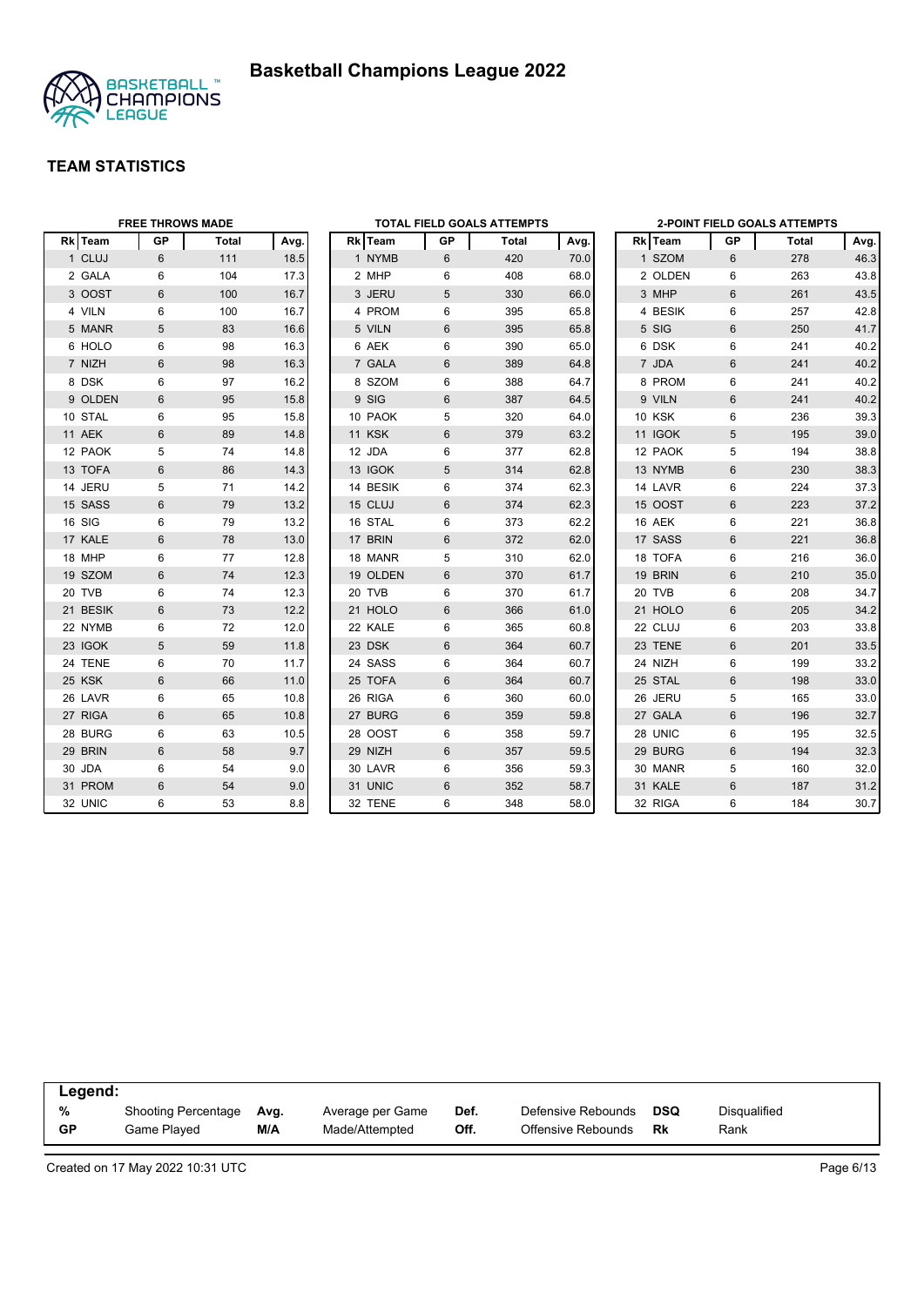# Basketball Champions League 2022

## TEAM STATISTICS

### FREE THROWS MADE

| Rk | Team | GP | Total | Avg. |
|---|---|---|---|---|
| 1 | CLUJ | 6 | 111 | 18.5 |
| 2 | GALA | 6 | 104 | 17.3 |
| 3 | OOST | 6 | 100 | 16.7 |
| 4 | VILN | 6 | 100 | 16.7 |
| 5 | MANR | 5 | 83 | 16.6 |
| 6 | HOLO | 6 | 98 | 16.3 |
| 7 | NIZH | 6 | 98 | 16.3 |
| 8 | DSK | 6 | 97 | 16.2 |
| 9 | OLDEN | 6 | 95 | 15.8 |
| 10 | STAL | 6 | 95 | 15.8 |
| 11 | AEK | 6 | 89 | 14.8 |
| 12 | PAOK | 5 | 74 | 14.8 |
| 13 | TOFA | 6 | 86 | 14.3 |
| 14 | JERU | 5 | 71 | 14.2 |
| 15 | SASS | 6 | 79 | 13.2 |
| 16 | SIG | 6 | 79 | 13.2 |
| 17 | KALE | 6 | 78 | 13.0 |
| 18 | MHP | 6 | 77 | 12.8 |
| 19 | SZOM | 6 | 74 | 12.3 |
| 20 | TVB | 6 | 74 | 12.3 |
| 21 | BESIK | 6 | 73 | 12.2 |
| 22 | NYMB | 6 | 72 | 12.0 |
| 23 | IGOK | 5 | 59 | 11.8 |
| 24 | TENE | 6 | 70 | 11.7 |
| 25 | KSK | 6 | 66 | 11.0 |
| 26 | LAVR | 6 | 65 | 10.8 |
| 27 | RIGA | 6 | 65 | 10.8 |
| 28 | BURG | 6 | 63 | 10.5 |
| 29 | BRIN | 6 | 58 | 9.7 |
| 30 | JDA | 6 | 54 | 9.0 |
| 31 | PROM | 6 | 54 | 9.0 |
| 32 | UNIC | 6 | 53 | 8.8 |

### TOTAL FIELD GOALS ATTEMPTS

| Rk | Team | GP | Total | Avg. |
|---|---|---|---|---|
| 1 | NYMB | 6 | 420 | 70.0 |
| 2 | MHP | 6 | 408 | 68.0 |
| 3 | JERU | 5 | 330 | 66.0 |
| 4 | PROM | 6 | 395 | 65.8 |
| 5 | VILN | 6 | 395 | 65.8 |
| 6 | AEK | 6 | 390 | 65.0 |
| 7 | GALA | 6 | 389 | 64.8 |
| 8 | SZOM | 6 | 388 | 64.7 |
| 9 | SIG | 6 | 387 | 64.5 |
| 10 | PAOK | 5 | 320 | 64.0 |
| 11 | KSK | 6 | 379 | 63.2 |
| 12 | JDA | 6 | 377 | 62.8 |
| 13 | IGOK | 5 | 314 | 62.8 |
| 14 | BESIK | 6 | 374 | 62.3 |
| 15 | CLUJ | 6 | 374 | 62.3 |
| 16 | STAL | 6 | 373 | 62.2 |
| 17 | BRIN | 6 | 372 | 62.0 |
| 18 | MANR | 5 | 310 | 62.0 |
| 19 | OLDEN | 6 | 370 | 61.7 |
| 20 | TVB | 6 | 370 | 61.7 |
| 21 | HOLO | 6 | 366 | 61.0 |
| 22 | KALE | 6 | 365 | 60.8 |
| 23 | DSK | 6 | 364 | 60.7 |
| 24 | SASS | 6 | 364 | 60.7 |
| 25 | TOFA | 6 | 364 | 60.7 |
| 26 | RIGA | 6 | 360 | 60.0 |
| 27 | BURG | 6 | 359 | 59.8 |
| 28 | OOST | 6 | 358 | 59.7 |
| 29 | NIZH | 6 | 357 | 59.5 |
| 30 | LAVR | 6 | 356 | 59.3 |
| 31 | UNIC | 6 | 352 | 58.7 |
| 32 | TENE | 6 | 348 | 58.0 |

### 2-POINT FIELD GOALS ATTEMPTS

| Rk | Team | GP | Total | Avg. |
|---|---|---|---|---|
| 1 | SZOM | 6 | 278 | 46.3 |
| 2 | OLDEN | 6 | 263 | 43.8 |
| 3 | MHP | 6 | 261 | 43.5 |
| 4 | BESIK | 6 | 257 | 42.8 |
| 5 | SIG | 6 | 250 | 41.7 |
| 6 | DSK | 6 | 241 | 40.2 |
| 7 | JDA | 6 | 241 | 40.2 |
| 8 | PROM | 6 | 241 | 40.2 |
| 9 | VILN | 6 | 241 | 40.2 |
| 10 | KSK | 6 | 236 | 39.3 |
| 11 | IGOK | 5 | 195 | 39.0 |
| 12 | PAOK | 5 | 194 | 38.8 |
| 13 | NYMB | 6 | 230 | 38.3 |
| 14 | LAVR | 6 | 224 | 37.3 |
| 15 | OOST | 6 | 223 | 37.2 |
| 16 | AEK | 6 | 221 | 36.8 |
| 17 | SASS | 6 | 221 | 36.8 |
| 18 | TOFA | 6 | 216 | 36.0 |
| 19 | BRIN | 6 | 210 | 35.0 |
| 20 | TVB | 6 | 208 | 34.7 |
| 21 | HOLO | 6 | 205 | 34.2 |
| 22 | CLUJ | 6 | 203 | 33.8 |
| 23 | TENE | 6 | 201 | 33.5 |
| 24 | NIZH | 6 | 199 | 33.2 |
| 25 | STAL | 6 | 198 | 33.0 |
| 26 | JERU | 5 | 165 | 33.0 |
| 27 | GALA | 6 | 196 | 32.7 |
| 28 | UNIC | 6 | 195 | 32.5 |
| 29 | BURG | 6 | 194 | 32.3 |
| 30 | MANR | 5 | 160 | 32.0 |
| 31 | KALE | 6 | 187 | 31.2 |
| 32 | RIGA | 6 | 184 | 30.7 |

**Legend:**

| | | | | | | | |
|---|---|---|---|---|---|---|---|
| % | Shooting Percentage | Avg. | Average per Game | Def. | Defensive Rebounds | DSQ | Disqualified |
| GP | Game Played | M/A | Made/Attempted | Off. | Offensive Rebounds | Rk | Rank |

Created on 17 May 2022 10:31 UTC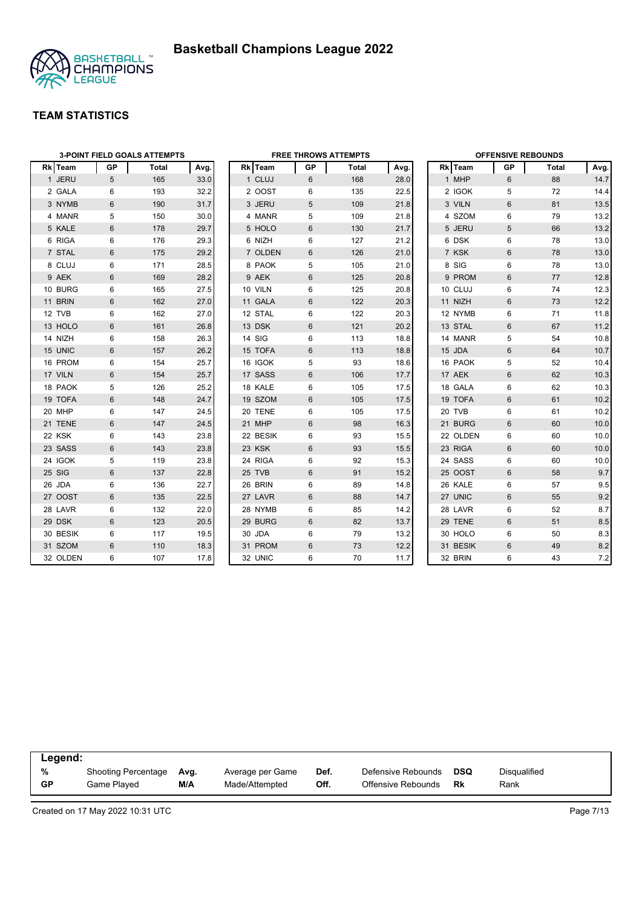# Basketball Champions League 2022

## TEAM STATISTICS

### 3-POINT FIELD GOALS ATTEMPTS

| Rk | Team | GP | Total | Avg. |
|---|---|---|---|---|
| 1 | JERU | 5 | 165 | 33.0 |
| 2 | GALA | 6 | 193 | 32.2 |
| 3 | NYMB | 6 | 190 | 31.7 |
| 4 | MANR | 5 | 150 | 30.0 |
| 5 | KALE | 6 | 178 | 29.7 |
| 6 | RIGA | 6 | 176 | 29.3 |
| 7 | STAL | 6 | 175 | 29.2 |
| 8 | CLUJ | 6 | 171 | 28.5 |
| 9 | AEK | 6 | 169 | 28.2 |
| 10 | BURG | 6 | 165 | 27.5 |
| 11 | BRIN | 6 | 162 | 27.0 |
| 12 | TVB | 6 | 162 | 27.0 |
| 13 | HOLO | 6 | 161 | 26.8 |
| 14 | NIZH | 6 | 158 | 26.3 |
| 15 | UNIC | 6 | 157 | 26.2 |
| 16 | PROM | 6 | 154 | 25.7 |
| 17 | VILN | 6 | 154 | 25.7 |
| 18 | PAOK | 5 | 126 | 25.2 |
| 19 | TOFA | 6 | 148 | 24.7 |
| 20 | MHP | 6 | 147 | 24.5 |
| 21 | TENE | 6 | 147 | 24.5 |
| 22 | KSK | 6 | 143 | 23.8 |
| 23 | SASS | 6 | 143 | 23.8 |
| 24 | IGOK | 5 | 119 | 23.8 |
| 25 | SIG | 6 | 137 | 22.8 |
| 26 | JDA | 6 | 136 | 22.7 |
| 27 | OOST | 6 | 135 | 22.5 |
| 28 | LAVR | 6 | 132 | 22.0 |
| 29 | DSK | 6 | 123 | 20.5 |
| 30 | BESIK | 6 | 117 | 19.5 |
| 31 | SZOM | 6 | 110 | 18.3 |
| 32 | OLDEN | 6 | 107 | 17.8 |

### FREE THROWS ATTEMPTS

| Rk | Team | GP | Total | Avg. |
|---|---|---|---|---|
| 1 | CLUJ | 6 | 168 | 28.0 |
| 2 | OOST | 6 | 135 | 22.5 |
| 3 | JERU | 5 | 109 | 21.8 |
| 4 | MANR | 5 | 109 | 21.8 |
| 5 | HOLO | 6 | 130 | 21.7 |
| 6 | NIZH | 6 | 127 | 21.2 |
| 7 | OLDEN | 6 | 126 | 21.0 |
| 8 | PAOK | 5 | 105 | 21.0 |
| 9 | AEK | 6 | 125 | 20.8 |
| 10 | VILN | 6 | 125 | 20.8 |
| 11 | GALA | 6 | 122 | 20.3 |
| 12 | STAL | 6 | 122 | 20.3 |
| 13 | DSK | 6 | 121 | 20.2 |
| 14 | SIG | 6 | 113 | 18.8 |
| 15 | TOFA | 6 | 113 | 18.8 |
| 16 | IGOK | 5 | 93 | 18.6 |
| 17 | SASS | 6 | 106 | 17.7 |
| 18 | KALE | 6 | 105 | 17.5 |
| 19 | SZOM | 6 | 105 | 17.5 |
| 20 | TENE | 6 | 105 | 17.5 |
| 21 | MHP | 6 | 98 | 16.3 |
| 22 | BESIK | 6 | 93 | 15.5 |
| 23 | KSK | 6 | 93 | 15.5 |
| 24 | RIGA | 6 | 92 | 15.3 |
| 25 | TVB | 6 | 91 | 15.2 |
| 26 | BRIN | 6 | 89 | 14.8 |
| 27 | LAVR | 6 | 88 | 14.7 |
| 28 | NYMB | 6 | 85 | 14.2 |
| 29 | BURG | 6 | 82 | 13.7 |
| 30 | JDA | 6 | 79 | 13.2 |
| 31 | PROM | 6 | 73 | 12.2 |
| 32 | UNIC | 6 | 70 | 11.7 |

### OFFENSIVE REBOUNDS

| Rk | Team | GP | Total | Avg. |
|---|---|---|---|---|
| 1 | MHP | 6 | 88 | 14.7 |
| 2 | IGOK | 5 | 72 | 14.4 |
| 3 | VILN | 6 | 81 | 13.5 |
| 4 | SZOM | 6 | 79 | 13.2 |
| 5 | JERU | 5 | 66 | 13.2 |
| 6 | DSK | 6 | 78 | 13.0 |
| 7 | KSK | 6 | 78 | 13.0 |
| 8 | SIG | 6 | 78 | 13.0 |
| 9 | PROM | 6 | 77 | 12.8 |
| 10 | CLUJ | 6 | 74 | 12.3 |
| 11 | NIZH | 6 | 73 | 12.2 |
| 12 | NYMB | 6 | 71 | 11.8 |
| 13 | STAL | 6 | 67 | 11.2 |
| 14 | MANR | 5 | 54 | 10.8 |
| 15 | JDA | 6 | 64 | 10.7 |
| 16 | PAOK | 5 | 52 | 10.4 |
| 17 | AEK | 6 | 62 | 10.3 |
| 18 | GALA | 6 | 62 | 10.3 |
| 19 | TOFA | 6 | 61 | 10.2 |
| 20 | TVB | 6 | 61 | 10.2 |
| 21 | BURG | 6 | 60 | 10.0 |
| 22 | OLDEN | 6 | 60 | 10.0 |
| 23 | RIGA | 6 | 60 | 10.0 |
| 24 | SASS | 6 | 60 | 10.0 |
| 25 | OOST | 6 | 58 | 9.7 |
| 26 | KALE | 6 | 57 | 9.5 |
| 27 | UNIC | 6 | 55 | 9.2 |
| 28 | LAVR | 6 | 52 | 8.7 |
| 29 | TENE | 6 | 51 | 8.5 |
| 30 | HOLO | 6 | 50 | 8.3 |
| 31 | BESIK | 6 | 49 | 8.2 |
| 32 | BRIN | 6 | 43 | 7.2 |

**Legend:**

| | | | | | | | |
|---|---|---|---|---|---|---|---|
| **%** | Shooting Percentage | **Avg.** | Average per Game | **Def.** | Defensive Rebounds | **DSQ** | Disqualified |
| **GP** | Game Played | **M/A** | Made/Attempted | **Off.** | Offensive Rebounds | **Rk** | Rank |

Created on 17 May 2022 10:31 UTC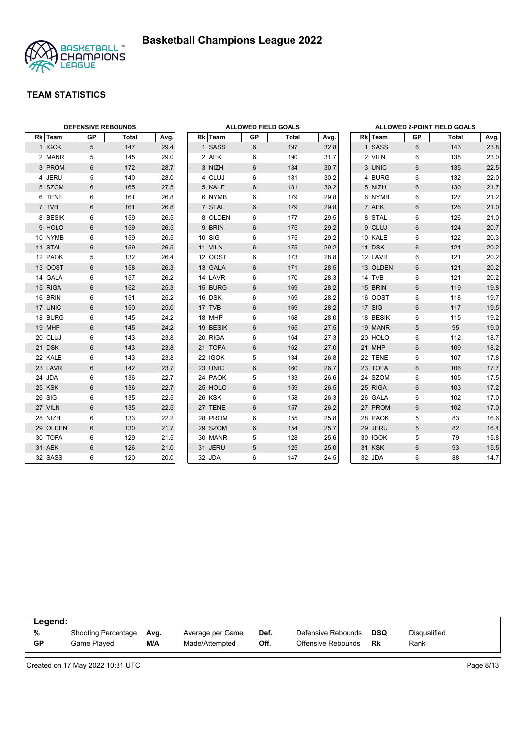# Basketball Champions League 2022

## TEAM STATISTICS

### DEFENSIVE REBOUNDS

| Rk | Team | GP | Total | Avg. |
|---|---|---|---|---|
| 1 | IGOK | 5 | 147 | 29.4 |
| 2 | MANR | 5 | 145 | 29.0 |
| 3 | PROM | 6 | 172 | 28.7 |
| 4 | JERU | 5 | 140 | 28.0 |
| 5 | SZOM | 6 | 165 | 27.5 |
| 6 | TENE | 6 | 161 | 26.8 |
| 7 | TVB | 6 | 161 | 26.8 |
| 8 | BESIK | 6 | 159 | 26.5 |
| 9 | HOLO | 6 | 159 | 26.5 |
| 10 | NYMB | 6 | 159 | 26.5 |
| 11 | STAL | 6 | 159 | 26.5 |
| 12 | PAOK | 5 | 132 | 26.4 |
| 13 | OOST | 6 | 158 | 26.3 |
| 14 | GALA | 6 | 157 | 26.2 |
| 15 | RIGA | 6 | 152 | 25.3 |
| 16 | BRIN | 6 | 151 | 25.2 |
| 17 | UNIC | 6 | 150 | 25.0 |
| 18 | BURG | 6 | 145 | 24.2 |
| 19 | MHP | 6 | 145 | 24.2 |
| 20 | CLUJ | 6 | 143 | 23.8 |
| 21 | DSK | 6 | 143 | 23.8 |
| 22 | KALE | 6 | 143 | 23.8 |
| 23 | LAVR | 6 | 142 | 23.7 |
| 24 | JDA | 6 | 136 | 22.7 |
| 25 | KSK | 6 | 136 | 22.7 |
| 26 | SIG | 6 | 135 | 22.5 |
| 27 | VILN | 6 | 135 | 22.5 |
| 28 | NIZH | 6 | 133 | 22.2 |
| 29 | OLDEN | 6 | 130 | 21.7 |
| 30 | TOFA | 6 | 129 | 21.5 |
| 31 | AEK | 6 | 126 | 21.0 |
| 32 | SASS | 6 | 120 | 20.0 |

### ALLOWED FIELD GOALS

| Rk | Team | GP | Total | Avg. |
|---|---|---|---|---|
| 1 | SASS | 6 | 197 | 32.8 |
| 2 | AEK | 6 | 190 | 31.7 |
| 3 | NIZH | 6 | 184 | 30.7 |
| 4 | CLUJ | 6 | 181 | 30.2 |
| 5 | KALE | 6 | 181 | 30.2 |
| 6 | NYMB | 6 | 179 | 29.8 |
| 7 | STAL | 6 | 179 | 29.8 |
| 8 | OLDEN | 6 | 177 | 29.5 |
| 9 | BRIN | 6 | 175 | 29.2 |
| 10 | SIG | 6 | 175 | 29.2 |
| 11 | VILN | 6 | 175 | 29.2 |
| 12 | OOST | 6 | 173 | 28.8 |
| 13 | GALA | 6 | 171 | 28.5 |
| 14 | LAVR | 6 | 170 | 28.3 |
| 15 | BURG | 6 | 169 | 28.2 |
| 16 | DSK | 6 | 169 | 28.2 |
| 17 | TVB | 6 | 169 | 28.2 |
| 18 | MHP | 6 | 168 | 28.0 |
| 19 | BESIK | 6 | 165 | 27.5 |
| 20 | RIGA | 6 | 164 | 27.3 |
| 21 | TOFA | 6 | 162 | 27.0 |
| 22 | IGOK | 5 | 134 | 26.8 |
| 23 | UNIC | 6 | 160 | 26.7 |
| 24 | PAOK | 5 | 133 | 26.6 |
| 25 | HOLO | 6 | 159 | 26.5 |
| 26 | KSK | 6 | 158 | 26.3 |
| 27 | TENE | 6 | 157 | 26.2 |
| 28 | PROM | 6 | 155 | 25.8 |
| 29 | SZOM | 6 | 154 | 25.7 |
| 30 | MANR | 5 | 128 | 25.6 |
| 31 | JERU | 5 | 125 | 25.0 |
| 32 | JDA | 6 | 147 | 24.5 |

### ALLOWED 2-POINT FIELD GOALS

| Rk | Team | GP | Total | Avg. |
|---|---|---|---|---|
| 1 | SASS | 6 | 143 | 23.8 |
| 2 | VILN | 6 | 138 | 23.0 |
| 3 | UNIC | 6 | 135 | 22.5 |
| 4 | BURG | 6 | 132 | 22.0 |
| 5 | NIZH | 6 | 130 | 21.7 |
| 6 | NYMB | 6 | 127 | 21.2 |
| 7 | AEK | 6 | 126 | 21.0 |
| 8 | STAL | 6 | 126 | 21.0 |
| 9 | CLUJ | 6 | 124 | 20.7 |
| 10 | KALE | 6 | 122 | 20.3 |
| 11 | DSK | 6 | 121 | 20.2 |
| 12 | LAVR | 6 | 121 | 20.2 |
| 13 | OLDEN | 6 | 121 | 20.2 |
| 14 | TVB | 6 | 121 | 20.2 |
| 15 | BRIN | 6 | 119 | 19.8 |
| 16 | OOST | 6 | 118 | 19.7 |
| 17 | SIG | 6 | 117 | 19.5 |
| 18 | BESIK | 6 | 115 | 19.2 |
| 19 | MANR | 5 | 95 | 19.0 |
| 20 | HOLO | 6 | 112 | 18.7 |
| 21 | MHP | 6 | 109 | 18.2 |
| 22 | TENE | 6 | 107 | 17.8 |
| 23 | TOFA | 6 | 106 | 17.7 |
| 24 | SZOM | 6 | 105 | 17.5 |
| 25 | RIGA | 6 | 103 | 17.2 |
| 26 | GALA | 6 | 102 | 17.0 |
| 27 | PROM | 6 | 102 | 17.0 |
| 28 | PAOK | 5 | 83 | 16.6 |
| 29 | JERU | 5 | 82 | 16.4 |
| 30 | IGOK | 5 | 79 | 15.8 |
| 31 | KSK | 6 | 93 | 15.5 |
| 32 | JDA | 6 | 88 | 14.7 |

**Legend:**

| | | | | | | | |
|---|---|---|---|---|---|---|---|
| **%** | Shooting Percentage | **Avg.** | Average per Game | **Def.** | Defensive Rebounds | **DSQ** | Disqualified |
| **GP** | Game Played | **M/A** | Made/Attempted | **Off.** | Offensive Rebounds | **Rk** | Rank |

Created on 17 May 2022 10:31 UTC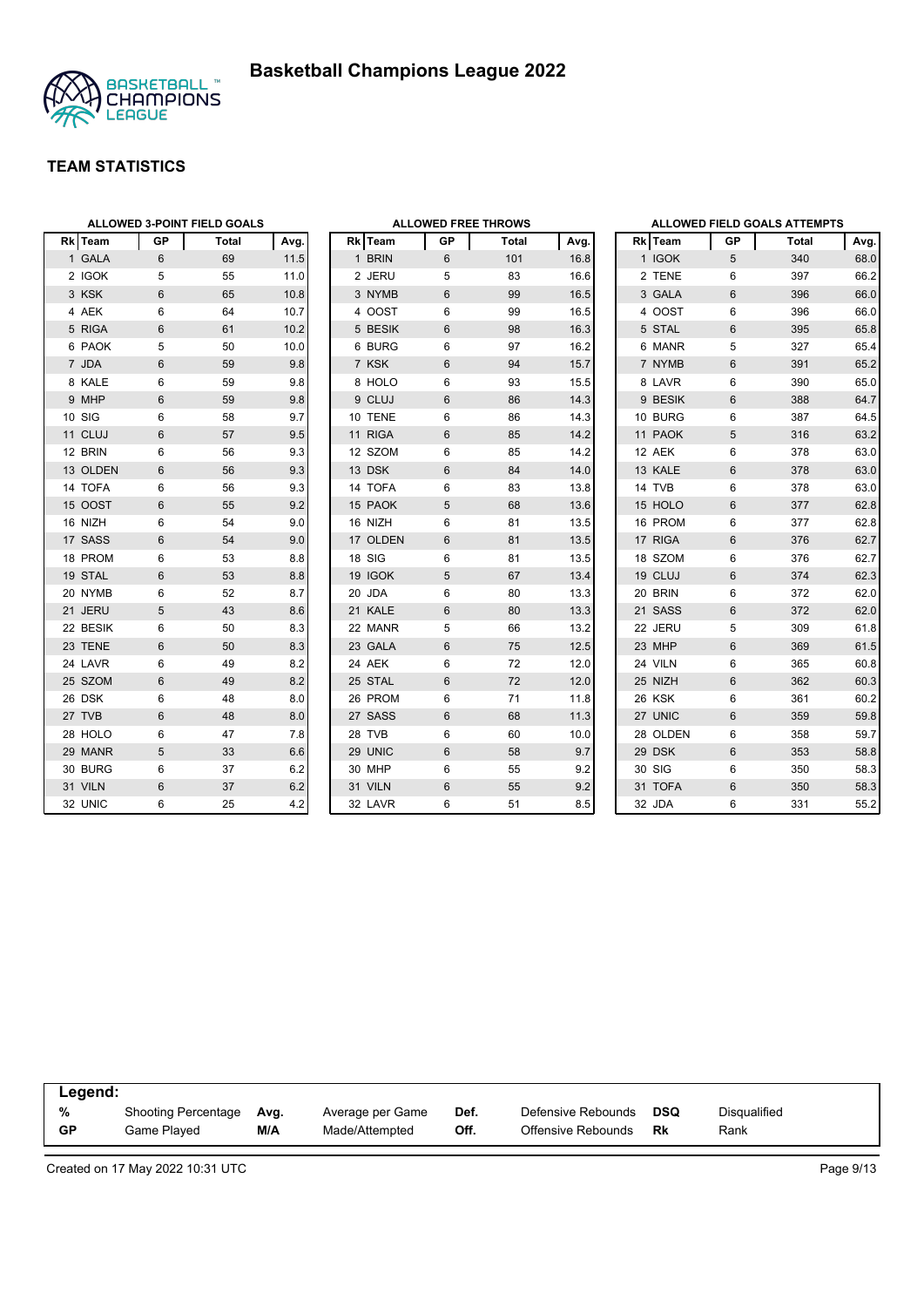# Basketball Champions League 2022

## TEAM STATISTICS

### ALLOWED 3-POINT FIELD GOALS

| Rk | Team | GP | Total | Avg. |
|---|---|---|---|---|
| 1 | GALA | 6 | 69 | 11.5 |
| 2 | IGOK | 5 | 55 | 11.0 |
| 3 | KSK | 6 | 65 | 10.8 |
| 4 | AEK | 6 | 64 | 10.7 |
| 5 | RIGA | 6 | 61 | 10.2 |
| 6 | PAOK | 5 | 50 | 10.0 |
| 7 | JDA | 6 | 59 | 9.8 |
| 8 | KALE | 6 | 59 | 9.8 |
| 9 | MHP | 6 | 59 | 9.8 |
| 10 | SIG | 6 | 58 | 9.7 |
| 11 | CLUJ | 6 | 57 | 9.5 |
| 12 | BRIN | 6 | 56 | 9.3 |
| 13 | OLDEN | 6 | 56 | 9.3 |
| 14 | TOFA | 6 | 56 | 9.3 |
| 15 | OOST | 6 | 55 | 9.2 |
| 16 | NIZH | 6 | 54 | 9.0 |
| 17 | SASS | 6 | 54 | 9.0 |
| 18 | PROM | 6 | 53 | 8.8 |
| 19 | STAL | 6 | 53 | 8.8 |
| 20 | NYMB | 6 | 52 | 8.7 |
| 21 | JERU | 5 | 43 | 8.6 |
| 22 | BESIK | 6 | 50 | 8.3 |
| 23 | TENE | 6 | 50 | 8.3 |
| 24 | LAVR | 6 | 49 | 8.2 |
| 25 | SZOM | 6 | 49 | 8.2 |
| 26 | DSK | 6 | 48 | 8.0 |
| 27 | TVB | 6 | 48 | 8.0 |
| 28 | HOLO | 6 | 47 | 7.8 |
| 29 | MANR | 5 | 33 | 6.6 |
| 30 | BURG | 6 | 37 | 6.2 |
| 31 | VILN | 6 | 37 | 6.2 |
| 32 | UNIC | 6 | 25 | 4.2 |

### ALLOWED FREE THROWS

| Rk | Team | GP | Total | Avg. |
|---|---|---|---|---|
| 1 | BRIN | 6 | 101 | 16.8 |
| 2 | JERU | 5 | 83 | 16.6 |
| 3 | NYMB | 6 | 99 | 16.5 |
| 4 | OOST | 6 | 99 | 16.5 |
| 5 | BESIK | 6 | 98 | 16.3 |
| 6 | BURG | 6 | 97 | 16.2 |
| 7 | KSK | 6 | 94 | 15.7 |
| 8 | HOLO | 6 | 93 | 15.5 |
| 9 | CLUJ | 6 | 86 | 14.3 |
| 10 | TENE | 6 | 86 | 14.3 |
| 11 | RIGA | 6 | 85 | 14.2 |
| 12 | SZOM | 6 | 85 | 14.2 |
| 13 | DSK | 6 | 84 | 14.0 |
| 14 | TOFA | 6 | 83 | 13.8 |
| 15 | PAOK | 5 | 68 | 13.6 |
| 16 | NIZH | 6 | 81 | 13.5 |
| 17 | OLDEN | 6 | 81 | 13.5 |
| 18 | SIG | 6 | 81 | 13.5 |
| 19 | IGOK | 5 | 67 | 13.4 |
| 20 | JDA | 6 | 80 | 13.3 |
| 21 | KALE | 6 | 80 | 13.3 |
| 22 | MANR | 5 | 66 | 13.2 |
| 23 | GALA | 6 | 75 | 12.5 |
| 24 | AEK | 6 | 72 | 12.0 |
| 25 | STAL | 6 | 72 | 12.0 |
| 26 | PROM | 6 | 71 | 11.8 |
| 27 | SASS | 6 | 68 | 11.3 |
| 28 | TVB | 6 | 60 | 10.0 |
| 29 | UNIC | 6 | 58 | 9.7 |
| 30 | MHP | 6 | 55 | 9.2 |
| 31 | VILN | 6 | 55 | 9.2 |
| 32 | LAVR | 6 | 51 | 8.5 |

### ALLOWED FIELD GOALS ATTEMPTS

| Rk | Team | GP | Total | Avg. |
|---|---|---|---|---|
| 1 | IGOK | 5 | 340 | 68.0 |
| 2 | TENE | 6 | 397 | 66.2 |
| 3 | GALA | 6 | 396 | 66.0 |
| 4 | OOST | 6 | 396 | 66.0 |
| 5 | STAL | 6 | 395 | 65.8 |
| 6 | MANR | 5 | 327 | 65.4 |
| 7 | NYMB | 6 | 391 | 65.2 |
| 8 | LAVR | 6 | 390 | 65.0 |
| 9 | BESIK | 6 | 388 | 64.7 |
| 10 | BURG | 6 | 387 | 64.5 |
| 11 | PAOK | 5 | 316 | 63.2 |
| 12 | AEK | 6 | 378 | 63.0 |
| 13 | KALE | 6 | 378 | 63.0 |
| 14 | TVB | 6 | 378 | 63.0 |
| 15 | HOLO | 6 | 377 | 62.8 |
| 16 | PROM | 6 | 377 | 62.8 |
| 17 | RIGA | 6 | 376 | 62.7 |
| 18 | SZOM | 6 | 376 | 62.7 |
| 19 | CLUJ | 6 | 374 | 62.3 |
| 20 | BRIN | 6 | 372 | 62.0 |
| 21 | SASS | 6 | 372 | 62.0 |
| 22 | JERU | 5 | 309 | 61.8 |
| 23 | MHP | 6 | 369 | 61.5 |
| 24 | VILN | 6 | 365 | 60.8 |
| 25 | NIZH | 6 | 362 | 60.3 |
| 26 | KSK | 6 | 361 | 60.2 |
| 27 | UNIC | 6 | 359 | 59.8 |
| 28 | OLDEN | 6 | 358 | 59.7 |
| 29 | DSK | 6 | 353 | 58.8 |
| 30 | SIG | 6 | 350 | 58.3 |
| 31 | TOFA | 6 | 350 | 58.3 |
| 32 | JDA | 6 | 331 | 55.2 |

**Legend:**

| | | | | | | | |
|---|---|---|---|---|---|---|---|
| **%** | Shooting Percentage | **Avg.** | Average per Game | **Def.** | Defensive Rebounds | **DSQ** | Disqualified |
| **GP** | Game Played | **M/A** | Made/Attempted | **Off.** | Offensive Rebounds | **Rk** | Rank |

Created on 17 May 2022 10:31 UTC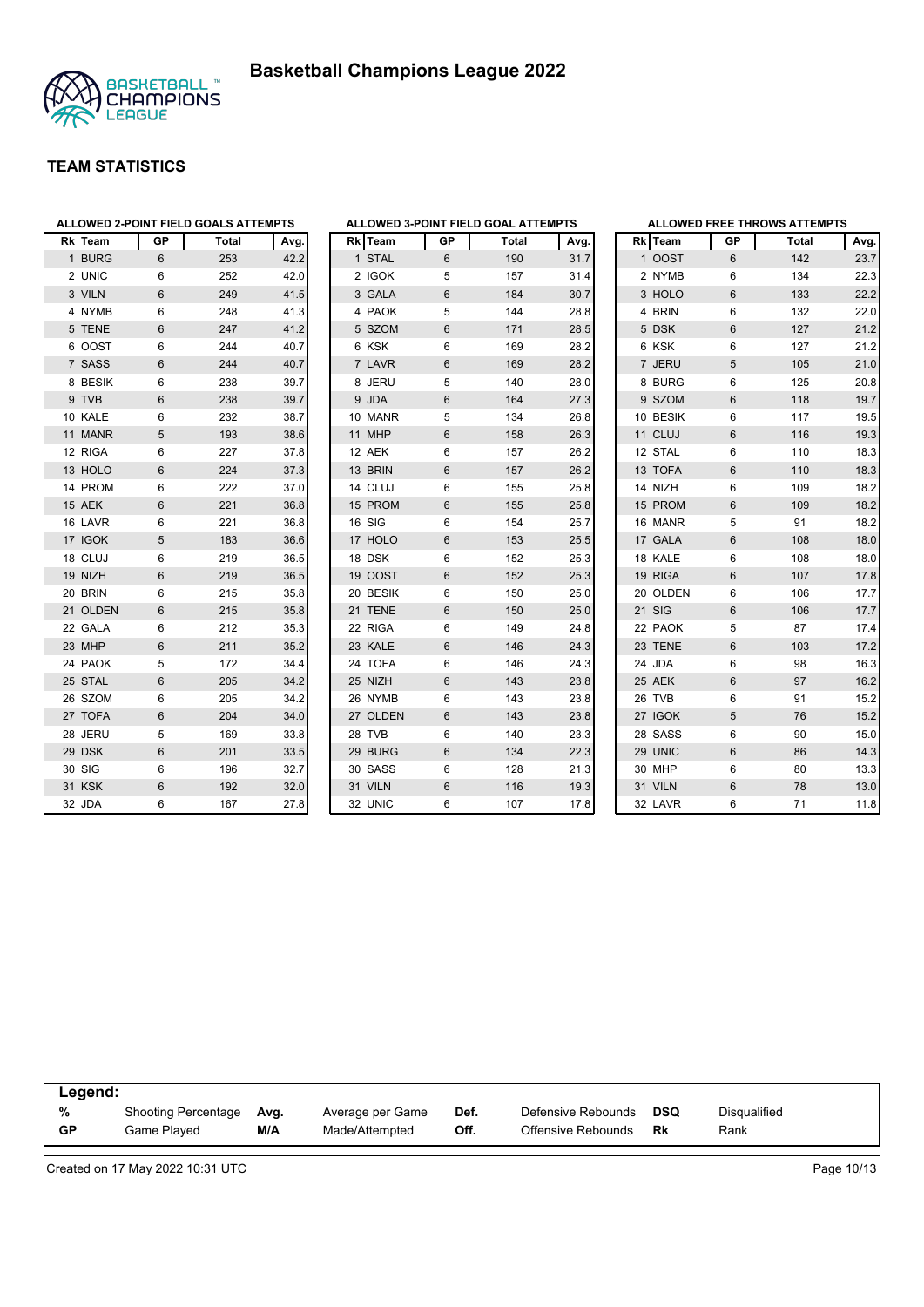# Basketball Champions League 2022

## TEAM STATISTICS

### ALLOWED 2-POINT FIELD GOALS ATTEMPTS

| Rk | Team | GP | Total | Avg. |
|---|---|---|---|---|
| 1 | BURG | 6 | 253 | 42.2 |
| 2 | UNIC | 6 | 252 | 42.0 |
| 3 | VILN | 6 | 249 | 41.5 |
| 4 | NYMB | 6 | 248 | 41.3 |
| 5 | TENE | 6 | 247 | 41.2 |
| 6 | OOST | 6 | 244 | 40.7 |
| 7 | SASS | 6 | 244 | 40.7 |
| 8 | BESIK | 6 | 238 | 39.7 |
| 9 | TVB | 6 | 238 | 39.7 |
| 10 | KALE | 6 | 232 | 38.7 |
| 11 | MANR | 5 | 193 | 38.6 |
| 12 | RIGA | 6 | 227 | 37.8 |
| 13 | HOLO | 6 | 224 | 37.3 |
| 14 | PROM | 6 | 222 | 37.0 |
| 15 | AEK | 6 | 221 | 36.8 |
| 16 | LAVR | 6 | 221 | 36.8 |
| 17 | IGOK | 5 | 183 | 36.6 |
| 18 | CLUJ | 6 | 219 | 36.5 |
| 19 | NIZH | 6 | 219 | 36.5 |
| 20 | BRIN | 6 | 215 | 35.8 |
| 21 | OLDEN | 6 | 215 | 35.8 |
| 22 | GALA | 6 | 212 | 35.3 |
| 23 | MHP | 6 | 211 | 35.2 |
| 24 | PAOK | 5 | 172 | 34.4 |
| 25 | STAL | 6 | 205 | 34.2 |
| 26 | SZOM | 6 | 205 | 34.2 |
| 27 | TOFA | 6 | 204 | 34.0 |
| 28 | JERU | 5 | 169 | 33.8 |
| 29 | DSK | 6 | 201 | 33.5 |
| 30 | SIG | 6 | 196 | 32.7 |
| 31 | KSK | 6 | 192 | 32.0 |
| 32 | JDA | 6 | 167 | 27.8 |

### ALLOWED 3-POINT FIELD GOAL ATTEMPTS

| Rk | Team | GP | Total | Avg. |
|---|---|---|---|---|
| 1 | STAL | 6 | 190 | 31.7 |
| 2 | IGOK | 5 | 157 | 31.4 |
| 3 | GALA | 6 | 184 | 30.7 |
| 4 | PAOK | 5 | 144 | 28.8 |
| 5 | SZOM | 6 | 171 | 28.5 |
| 6 | KSK | 6 | 169 | 28.2 |
| 7 | LAVR | 6 | 169 | 28.2 |
| 8 | JERU | 5 | 140 | 28.0 |
| 9 | JDA | 6 | 164 | 27.3 |
| 10 | MANR | 5 | 134 | 26.8 |
| 11 | MHP | 6 | 158 | 26.3 |
| 12 | AEK | 6 | 157 | 26.2 |
| 13 | BRIN | 6 | 157 | 26.2 |
| 14 | CLUJ | 6 | 155 | 25.8 |
| 15 | PROM | 6 | 155 | 25.8 |
| 16 | SIG | 6 | 154 | 25.7 |
| 17 | HOLO | 6 | 153 | 25.5 |
| 18 | DSK | 6 | 152 | 25.3 |
| 19 | OOST | 6 | 152 | 25.3 |
| 20 | BESIK | 6 | 150 | 25.0 |
| 21 | TENE | 6 | 150 | 25.0 |
| 22 | RIGA | 6 | 149 | 24.8 |
| 23 | KALE | 6 | 146 | 24.3 |
| 24 | TOFA | 6 | 146 | 24.3 |
| 25 | NIZH | 6 | 143 | 23.8 |
| 26 | NYMB | 6 | 143 | 23.8 |
| 27 | OLDEN | 6 | 143 | 23.8 |
| 28 | TVB | 6 | 140 | 23.3 |
| 29 | BURG | 6 | 134 | 22.3 |
| 30 | SASS | 6 | 128 | 21.3 |
| 31 | VILN | 6 | 116 | 19.3 |
| 32 | UNIC | 6 | 107 | 17.8 |

### ALLOWED FREE THROWS ATTEMPTS

| Rk | Team | GP | Total | Avg. |
|---|---|---|---|---|
| 1 | OOST | 6 | 142 | 23.7 |
| 2 | NYMB | 6 | 134 | 22.3 |
| 3 | HOLO | 6 | 133 | 22.2 |
| 4 | BRIN | 6 | 132 | 22.0 |
| 5 | DSK | 6 | 127 | 21.2 |
| 6 | KSK | 6 | 127 | 21.2 |
| 7 | JERU | 5 | 105 | 21.0 |
| 8 | BURG | 6 | 125 | 20.8 |
| 9 | SZOM | 6 | 118 | 19.7 |
| 10 | BESIK | 6 | 117 | 19.5 |
| 11 | CLUJ | 6 | 116 | 19.3 |
| 12 | STAL | 6 | 110 | 18.3 |
| 13 | TOFA | 6 | 110 | 18.3 |
| 14 | NIZH | 6 | 109 | 18.2 |
| 15 | PROM | 6 | 109 | 18.2 |
| 16 | MANR | 5 | 91 | 18.2 |
| 17 | GALA | 6 | 108 | 18.0 |
| 18 | KALE | 6 | 108 | 18.0 |
| 19 | RIGA | 6 | 107 | 17.8 |
| 20 | OLDEN | 6 | 106 | 17.7 |
| 21 | SIG | 6 | 106 | 17.7 |
| 22 | PAOK | 5 | 87 | 17.4 |
| 23 | TENE | 6 | 103 | 17.2 |
| 24 | JDA | 6 | 98 | 16.3 |
| 25 | AEK | 6 | 97 | 16.2 |
| 26 | TVB | 6 | 91 | 15.2 |
| 27 | IGOK | 5 | 76 | 15.2 |
| 28 | SASS | 6 | 90 | 15.0 |
| 29 | UNIC | 6 | 86 | 14.3 |
| 30 | MHP | 6 | 80 | 13.3 |
| 31 | VILN | 6 | 78 | 13.0 |
| 32 | LAVR | 6 | 71 | 11.8 |

**Legend:**

| | | | | | | | |
|---|---|---|---|---|---|---|---|
| **%** | Shooting Percentage | **Avg.** | Average per Game | **Def.** | Defensive Rebounds | **DSQ** | Disqualified |
| **GP** | Game Played | **M/A** | Made/Attempted | **Off.** | Offensive Rebounds | **Rk** | Rank |

Created on 17 May 2022 10:31 UTC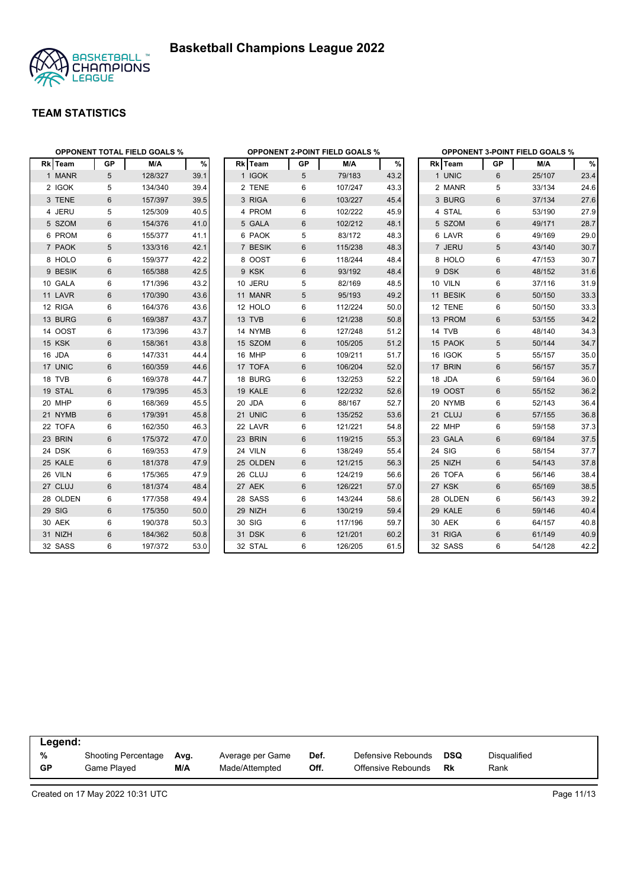# Basketball Champions League 2022

## TEAM STATISTICS

### OPPONENT TOTAL FIELD GOALS %

| Rk | Team | GP | M/A | % |
|---|---|---|---|---|
| 1 | MANR | 5 | 128/327 | 39.1 |
| 2 | IGOK | 5 | 134/340 | 39.4 |
| 3 | TENE | 6 | 157/397 | 39.5 |
| 4 | JERU | 5 | 125/309 | 40.5 |
| 5 | SZOM | 6 | 154/376 | 41.0 |
| 6 | PROM | 6 | 155/377 | 41.1 |
| 7 | PAOK | 5 | 133/316 | 42.1 |
| 8 | HOLO | 6 | 159/377 | 42.2 |
| 9 | BESIK | 6 | 165/388 | 42.5 |
| 10 | GALA | 6 | 171/396 | 43.2 |
| 11 | LAVR | 6 | 170/390 | 43.6 |
| 12 | RIGA | 6 | 164/376 | 43.6 |
| 13 | BURG | 6 | 169/387 | 43.7 |
| 14 | OOST | 6 | 173/396 | 43.7 |
| 15 | KSK | 6 | 158/361 | 43.8 |
| 16 | JDA | 6 | 147/331 | 44.4 |
| 17 | UNIC | 6 | 160/359 | 44.6 |
| 18 | TVB | 6 | 169/378 | 44.7 |
| 19 | STAL | 6 | 179/395 | 45.3 |
| 20 | MHP | 6 | 168/369 | 45.5 |
| 21 | NYMB | 6 | 179/391 | 45.8 |
| 22 | TOFA | 6 | 162/350 | 46.3 |
| 23 | BRIN | 6 | 175/372 | 47.0 |
| 24 | DSK | 6 | 169/353 | 47.9 |
| 25 | KALE | 6 | 181/378 | 47.9 |
| 26 | VILN | 6 | 175/365 | 47.9 |
| 27 | CLUJ | 6 | 181/374 | 48.4 |
| 28 | OLDEN | 6 | 177/358 | 49.4 |
| 29 | SIG | 6 | 175/350 | 50.0 |
| 30 | AEK | 6 | 190/378 | 50.3 |
| 31 | NIZH | 6 | 184/362 | 50.8 |
| 32 | SASS | 6 | 197/372 | 53.0 |

### OPPONENT 2-POINT FIELD GOALS %

| Rk | Team | GP | M/A | % |
|---|---|---|---|---|
| 1 | IGOK | 5 | 79/183 | 43.2 |
| 2 | TENE | 6 | 107/247 | 43.3 |
| 3 | RIGA | 6 | 103/227 | 45.4 |
| 4 | PROM | 6 | 102/222 | 45.9 |
| 5 | GALA | 6 | 102/212 | 48.1 |
| 6 | PAOK | 5 | 83/172 | 48.3 |
| 7 | BESIK | 6 | 115/238 | 48.3 |
| 8 | OOST | 6 | 118/244 | 48.4 |
| 9 | KSK | 6 | 93/192 | 48.4 |
| 10 | JERU | 5 | 82/169 | 48.5 |
| 11 | MANR | 5 | 95/193 | 49.2 |
| 12 | HOLO | 6 | 112/224 | 50.0 |
| 13 | TVB | 6 | 121/238 | 50.8 |
| 14 | NYMB | 6 | 127/248 | 51.2 |
| 15 | SZOM | 6 | 105/205 | 51.2 |
| 16 | MHP | 6 | 109/211 | 51.7 |
| 17 | TOFA | 6 | 106/204 | 52.0 |
| 18 | BURG | 6 | 132/253 | 52.2 |
| 19 | KALE | 6 | 122/232 | 52.6 |
| 20 | JDA | 6 | 88/167 | 52.7 |
| 21 | UNIC | 6 | 135/252 | 53.6 |
| 22 | LAVR | 6 | 121/221 | 54.8 |
| 23 | BRIN | 6 | 119/215 | 55.3 |
| 24 | VILN | 6 | 138/249 | 55.4 |
| 25 | OLDEN | 6 | 121/215 | 56.3 |
| 26 | CLUJ | 6 | 124/219 | 56.6 |
| 27 | AEK | 6 | 126/221 | 57.0 |
| 28 | SASS | 6 | 143/244 | 58.6 |
| 29 | NIZH | 6 | 130/219 | 59.4 |
| 30 | SIG | 6 | 117/196 | 59.7 |
| 31 | DSK | 6 | 121/201 | 60.2 |
| 32 | STAL | 6 | 126/205 | 61.5 |

### OPPONENT 3-POINT FIELD GOALS %

| Rk | Team | GP | M/A | % |
|---|---|---|---|---|
| 1 | UNIC | 6 | 25/107 | 23.4 |
| 2 | MANR | 5 | 33/134 | 24.6 |
| 3 | BURG | 6 | 37/134 | 27.6 |
| 4 | STAL | 6 | 53/190 | 27.9 |
| 5 | SZOM | 6 | 49/171 | 28.7 |
| 6 | LAVR | 6 | 49/169 | 29.0 |
| 7 | JERU | 5 | 43/140 | 30.7 |
| 8 | HOLO | 6 | 47/153 | 30.7 |
| 9 | DSK | 6 | 48/152 | 31.6 |
| 10 | VILN | 6 | 37/116 | 31.9 |
| 11 | BESIK | 6 | 50/150 | 33.3 |
| 12 | TENE | 6 | 50/150 | 33.3 |
| 13 | PROM | 6 | 53/155 | 34.2 |
| 14 | TVB | 6 | 48/140 | 34.3 |
| 15 | PAOK | 5 | 50/144 | 34.7 |
| 16 | IGOK | 5 | 55/157 | 35.0 |
| 17 | BRIN | 6 | 56/157 | 35.7 |
| 18 | JDA | 6 | 59/164 | 36.0 |
| 19 | OOST | 6 | 55/152 | 36.2 |
| 20 | NYMB | 6 | 52/143 | 36.4 |
| 21 | CLUJ | 6 | 57/155 | 36.8 |
| 22 | MHP | 6 | 59/158 | 37.3 |
| 23 | GALA | 6 | 69/184 | 37.5 |
| 24 | SIG | 6 | 58/154 | 37.7 |
| 25 | NIZH | 6 | 54/143 | 37.8 |
| 26 | TOFA | 6 | 56/146 | 38.4 |
| 27 | KSK | 6 | 65/169 | 38.5 |
| 28 | OLDEN | 6 | 56/143 | 39.2 |
| 29 | KALE | 6 | 59/146 | 40.4 |
| 30 | AEK | 6 | 64/157 | 40.8 |
| 31 | RIGA | 6 | 61/149 | 40.9 |
| 32 | SASS | 6 | 54/128 | 42.2 |

**Legend:**

| | | | | | | | |
|---|---|---|---|---|---|---|---|
| % | Shooting Percentage | Avg. | Average per Game | Def. | Defensive Rebounds | DSQ | Disqualified |
| GP | Game Played | M/A | Made/Attempted | Off. | Offensive Rebounds | Rk | Rank |

Created on 17 May 2022 10:31 UTC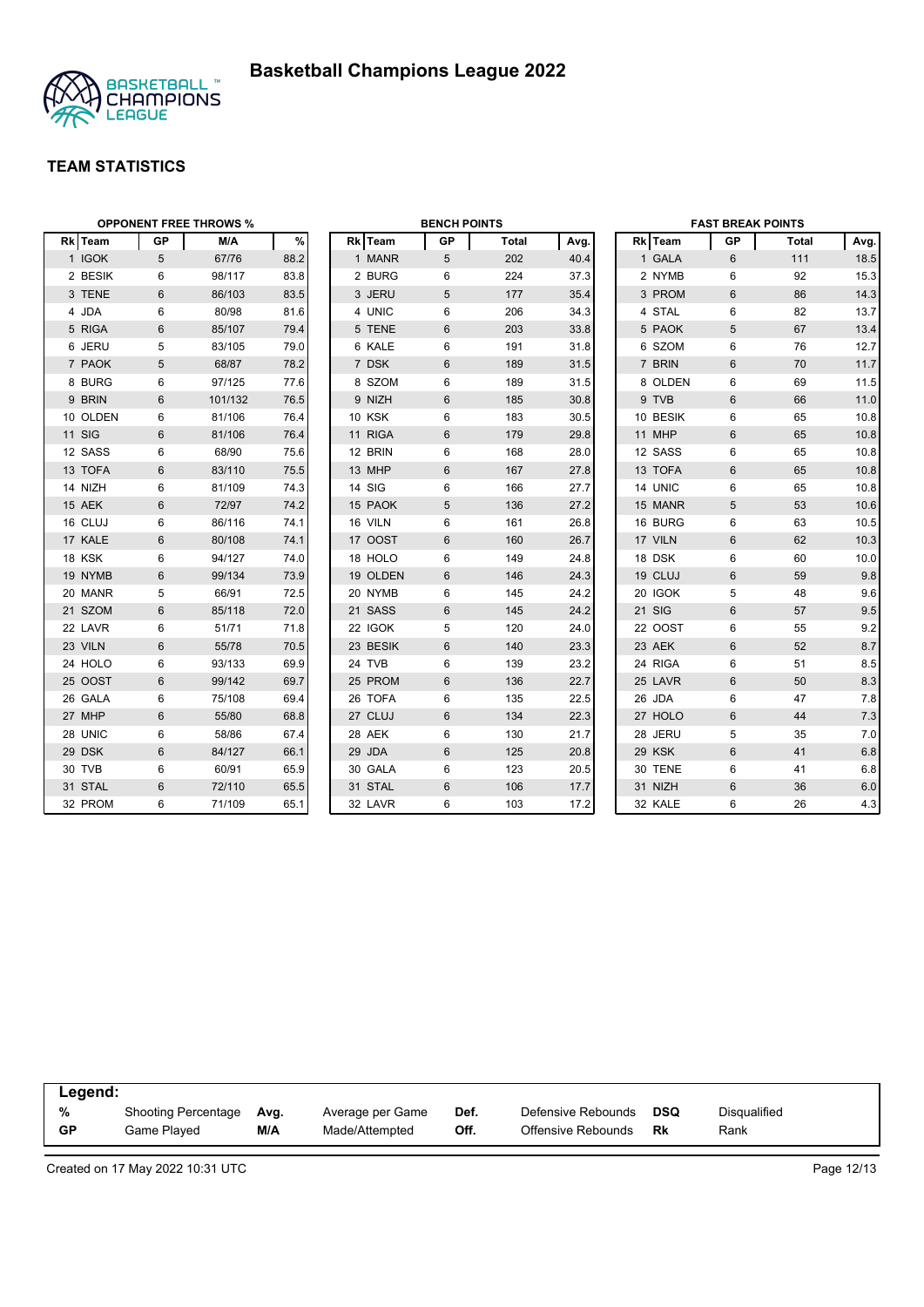# Basketball Champions League 2022

## TEAM STATISTICS

### OPPONENT FREE THROWS %

| Rk | Team | GP | M/A | % |
|---|---|---|---|---|
| 1 | IGOK | 5 | 67/76 | 88.2 |
| 2 | BESIK | 6 | 98/117 | 83.8 |
| 3 | TENE | 6 | 86/103 | 83.5 |
| 4 | JDA | 6 | 80/98 | 81.6 |
| 5 | RIGA | 6 | 85/107 | 79.4 |
| 6 | JERU | 5 | 83/105 | 79.0 |
| 7 | PAOK | 5 | 68/87 | 78.2 |
| 8 | BURG | 6 | 97/125 | 77.6 |
| 9 | BRIN | 6 | 101/132 | 76.5 |
| 10 | OLDEN | 6 | 81/106 | 76.4 |
| 11 | SIG | 6 | 81/106 | 76.4 |
| 12 | SASS | 6 | 68/90 | 75.6 |
| 13 | TOFA | 6 | 83/110 | 75.5 |
| 14 | NIZH | 6 | 81/109 | 74.3 |
| 15 | AEK | 6 | 72/97 | 74.2 |
| 16 | CLUJ | 6 | 86/116 | 74.1 |
| 17 | KALE | 6 | 80/108 | 74.1 |
| 18 | KSK | 6 | 94/127 | 74.0 |
| 19 | NYMB | 6 | 99/134 | 73.9 |
| 20 | MANR | 5 | 66/91 | 72.5 |
| 21 | SZOM | 6 | 85/118 | 72.0 |
| 22 | LAVR | 6 | 51/71 | 71.8 |
| 23 | VILN | 6 | 55/78 | 70.5 |
| 24 | HOLO | 6 | 93/133 | 69.9 |
| 25 | OOST | 6 | 99/142 | 69.7 |
| 26 | GALA | 6 | 75/108 | 69.4 |
| 27 | MHP | 6 | 55/80 | 68.8 |
| 28 | UNIC | 6 | 58/86 | 67.4 |
| 29 | DSK | 6 | 84/127 | 66.1 |
| 30 | TVB | 6 | 60/91 | 65.9 |
| 31 | STAL | 6 | 72/110 | 65.5 |
| 32 | PROM | 6 | 71/109 | 65.1 |

### BENCH POINTS

| Rk | Team | GP | Total | Avg. |
|---|---|---|---|---|
| 1 | MANR | 5 | 202 | 40.4 |
| 2 | BURG | 6 | 224 | 37.3 |
| 3 | JERU | 5 | 177 | 35.4 |
| 4 | UNIC | 6 | 206 | 34.3 |
| 5 | TENE | 6 | 203 | 33.8 |
| 6 | KALE | 6 | 191 | 31.8 |
| 7 | DSK | 6 | 189 | 31.5 |
| 8 | SZOM | 6 | 189 | 31.5 |
| 9 | NIZH | 6 | 185 | 30.8 |
| 10 | KSK | 6 | 183 | 30.5 |
| 11 | RIGA | 6 | 179 | 29.8 |
| 12 | BRIN | 6 | 168 | 28.0 |
| 13 | MHP | 6 | 167 | 27.8 |
| 14 | SIG | 6 | 166 | 27.7 |
| 15 | PAOK | 5 | 136 | 27.2 |
| 16 | VILN | 6 | 161 | 26.8 |
| 17 | OOST | 6 | 160 | 26.7 |
| 18 | HOLO | 6 | 149 | 24.8 |
| 19 | OLDEN | 6 | 146 | 24.3 |
| 20 | NYMB | 6 | 145 | 24.2 |
| 21 | SASS | 6 | 145 | 24.2 |
| 22 | IGOK | 5 | 120 | 24.0 |
| 23 | BESIK | 6 | 140 | 23.3 |
| 24 | TVB | 6 | 139 | 23.2 |
| 25 | PROM | 6 | 136 | 22.7 |
| 26 | TOFA | 6 | 135 | 22.5 |
| 27 | CLUJ | 6 | 134 | 22.3 |
| 28 | AEK | 6 | 130 | 21.7 |
| 29 | JDA | 6 | 125 | 20.8 |
| 30 | GALA | 6 | 123 | 20.5 |
| 31 | STAL | 6 | 106 | 17.7 |
| 32 | LAVR | 6 | 103 | 17.2 |

### FAST BREAK POINTS

| Rk | Team | GP | Total | Avg. |
|---|---|---|---|---|
| 1 | GALA | 6 | 111 | 18.5 |
| 2 | NYMB | 6 | 92 | 15.3 |
| 3 | PROM | 6 | 86 | 14.3 |
| 4 | STAL | 6 | 82 | 13.7 |
| 5 | PAOK | 5 | 67 | 13.4 |
| 6 | SZOM | 6 | 76 | 12.7 |
| 7 | BRIN | 6 | 70 | 11.7 |
| 8 | OLDEN | 6 | 69 | 11.5 |
| 9 | TVB | 6 | 66 | 11.0 |
| 10 | BESIK | 6 | 65 | 10.8 |
| 11 | MHP | 6 | 65 | 10.8 |
| 12 | SASS | 6 | 65 | 10.8 |
| 13 | TOFA | 6 | 65 | 10.8 |
| 14 | UNIC | 6 | 65 | 10.8 |
| 15 | MANR | 5 | 53 | 10.6 |
| 16 | BURG | 6 | 63 | 10.5 |
| 17 | VILN | 6 | 62 | 10.3 |
| 18 | DSK | 6 | 60 | 10.0 |
| 19 | CLUJ | 6 | 59 | 9.8 |
| 20 | IGOK | 5 | 48 | 9.6 |
| 21 | SIG | 6 | 57 | 9.5 |
| 22 | OOST | 6 | 55 | 9.2 |
| 23 | AEK | 6 | 52 | 8.7 |
| 24 | RIGA | 6 | 51 | 8.5 |
| 25 | LAVR | 6 | 50 | 8.3 |
| 26 | JDA | 6 | 47 | 7.8 |
| 27 | HOLO | 6 | 44 | 7.3 |
| 28 | JERU | 5 | 35 | 7.0 |
| 29 | KSK | 6 | 41 | 6.8 |
| 30 | TENE | 6 | 41 | 6.8 |
| 31 | NIZH | 6 | 36 | 6.0 |
| 32 | KALE | 6 | 26 | 4.3 |

**Legend:**

| | | | | | | | |
|---|---|---|---|---|---|---|---|
| **%** | Shooting Percentage | **Avg.** | Average per Game | **Def.** | Defensive Rebounds | **DSQ** | Disqualified |
| **GP** | Game Played | **M/A** | Made/Attempted | **Off.** | Offensive Rebounds | **Rk** | Rank |

Created on 17 May 2022 10:31 UTC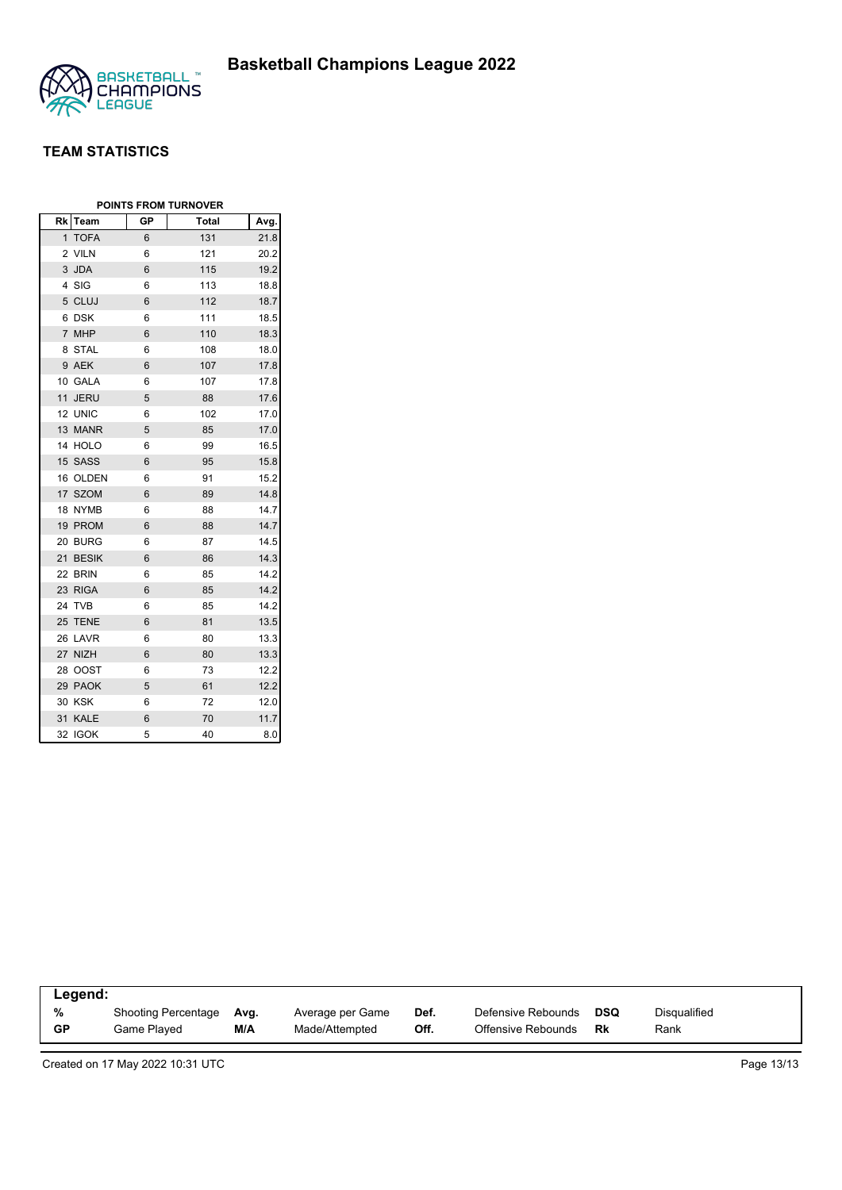# Basketball Champions League 2022

## TEAM STATISTICS

**POINTS FROM TURNOVER**

| Rk | Team | GP | Total | Avg. |
|---|---|---|---|---|
| 1 | TOFA | 6 | 131 | 21.8 |
| 2 | VILN | 6 | 121 | 20.2 |
| 3 | JDA | 6 | 115 | 19.2 |
| 4 | SIG | 6 | 113 | 18.8 |
| 5 | CLUJ | 6 | 112 | 18.7 |
| 6 | DSK | 6 | 111 | 18.5 |
| 7 | MHP | 6 | 110 | 18.3 |
| 8 | STAL | 6 | 108 | 18.0 |
| 9 | AEK | 6 | 107 | 17.8 |
| 10 | GALA | 6 | 107 | 17.8 |
| 11 | JERU | 5 | 88 | 17.6 |
| 12 | UNIC | 6 | 102 | 17.0 |
| 13 | MANR | 5 | 85 | 17.0 |
| 14 | HOLO | 6 | 99 | 16.5 |
| 15 | SASS | 6 | 95 | 15.8 |
| 16 | OLDEN | 6 | 91 | 15.2 |
| 17 | SZOM | 6 | 89 | 14.8 |
| 18 | NYMB | 6 | 88 | 14.7 |
| 19 | PROM | 6 | 88 | 14.7 |
| 20 | BURG | 6 | 87 | 14.5 |
| 21 | BESIK | 6 | 86 | 14.3 |
| 22 | BRIN | 6 | 85 | 14.2 |
| 23 | RIGA | 6 | 85 | 14.2 |
| 24 | TVB | 6 | 85 | 14.2 |
| 25 | TENE | 6 | 81 | 13.5 |
| 26 | LAVR | 6 | 80 | 13.3 |
| 27 | NIZH | 6 | 80 | 13.3 |
| 28 | OOST | 6 | 73 | 12.2 |
| 29 | PAOK | 5 | 61 | 12.2 |
| 30 | KSK | 6 | 72 | 12.0 |
| 31 | KALE | 6 | 70 | 11.7 |
| 32 | IGOK | 5 | 40 | 8.0 |

**Legend:**

| | | | | | | | |
|---|---|---|---|---|---|---|---|
| **%** | Shooting Percentage | **Avg.** | Average per Game | **Def.** | Defensive Rebounds | **DSQ** | Disqualified |
| **GP** | Game Played | **M/A** | Made/Attempted | **Off.** | Offensive Rebounds | **Rk** | Rank |

Created on 17 May 2022 10:31 UTC